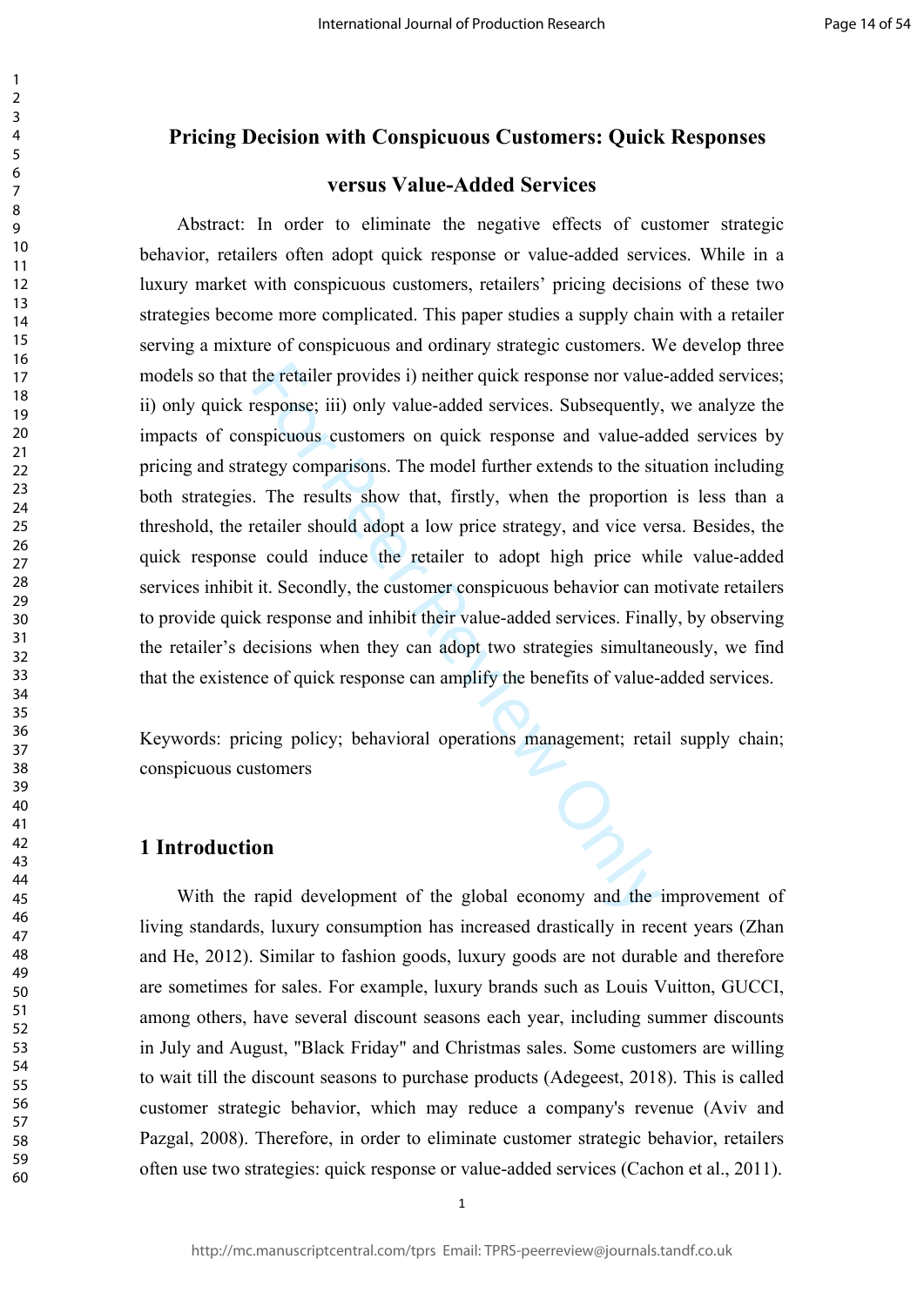# Pricing Decision with Conspicuous Customers: Quick Responses versus Value-Added Services

Abstract: In order to eliminate the negative effects of customer strategic behavior, retailers often adopt quick response or value-added services. While in a luxury market with conspicuous customers, retailers' pricing decisions of these two strategies become more complicated. This paper studies a supply chain with a retailer serving a mixture of conspicuous and ordinary strategic customers. We develop three models so that the retailer provides i) neither quick response nor value-added services; ii) only quick response; iii) only value-added services. Subsequently, we analyze the impacts of conspicuous customers on quick response and value-added services by pricing and strategy comparisons. The model further extends to the situation including both strategies. The results show that, firstly, when the proportion is less than a threshold, the retailer should adopt a low price strategy, and vice versa. Besides, the quick response could induce the retailer to adopt high price while value-added services inhibit it. Secondly, the customer conspicuous behavior can motivate retailers to provide quick response and inhibit their value-added services. Finally, by observing the retailer's decisions when they can adopt two strategies simultaneously, we find that the existence of quick response can amplify the benefits of value-added services.

Keywords: pricing policy; behavioral operations management; retail supply chain; conspicuous customers

## 1 Introduction

With the rapid development of the global economy and the improvement of living standards, luxury consumption has increased drastically in recent years (Zhan and He, 2012). Similar to fashion goods, luxury goods are not durable and therefore are sometimes for sales. For example, luxury brands such as Louis Vuitton, GUCCI, among others, have several discount seasons each year, including summer discounts in July and August, "Black Friday" and Christmas sales. Some customers are willing to wait till the discount seasons to purchase products (Adegeest, 2018). This is called customer strategic behavior, which may reduce a company's revenue (Aviv and Pazgal, 2008). Therefore, in order to eliminate customer strategic behavior, retailers often use two strategies: quick response or value-added services (Cachon et al., 2011).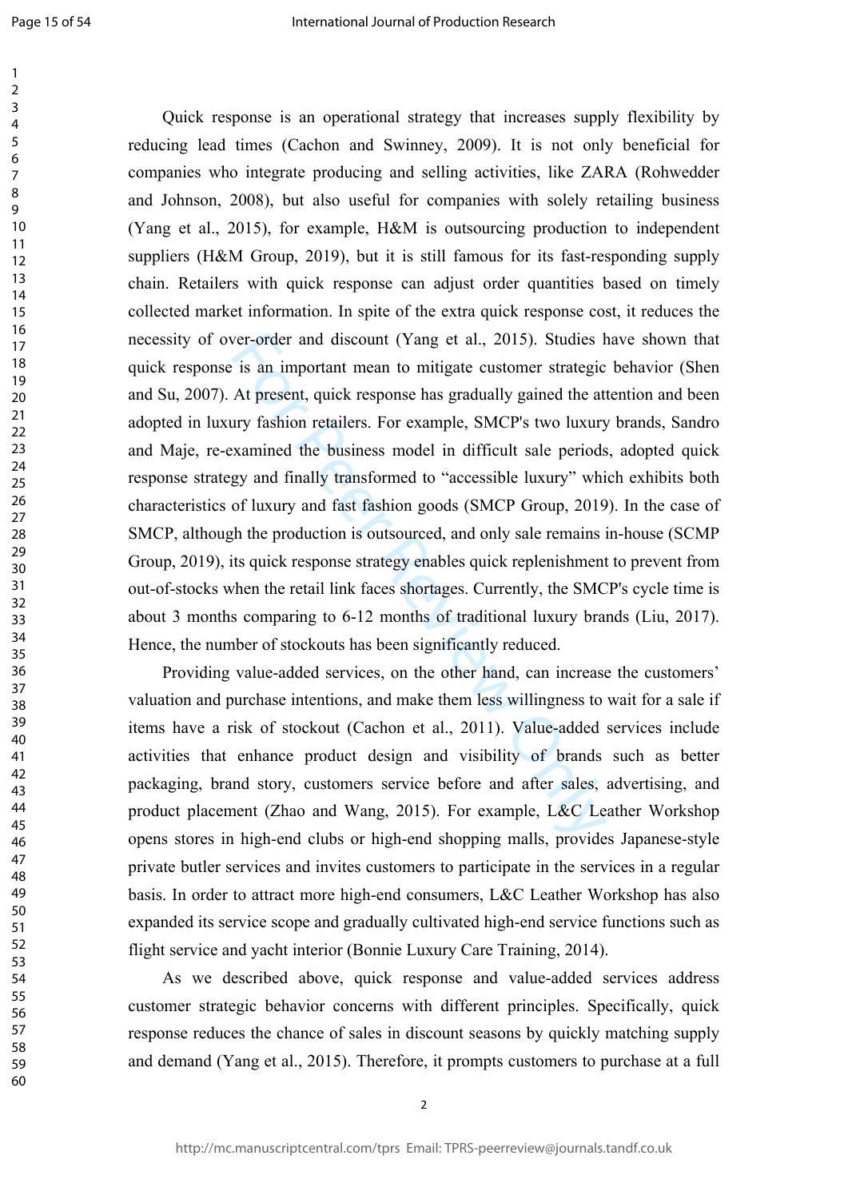Quick response is an operational strategy that increases supply flexibility by reducing lead times (Cachon and Swinney, 2009). It is not only beneficial for companies who integrate producing and selling activities, like ZARA (Rohwedder and Johnson, 2008), but also useful for companies with solely retailing business (Yang et al., 2015), for example, H&M is outsourcing production to independent suppliers (H&M Group, 2019), but it is still famous for its fast-responding supply chain. Retailers with quick response can adjust order quantities based on timely collected market information. In spite of the extra quick response cost, it reduces the necessity of over-order and discount (Yang et al., 2015). Studies have shown that quick response is an important mean to mitigate customer strategic behavior (Shen and Su, 2007). At present, quick response has gradually gained the attention and been adopted in luxury fashion retailers. For example, SMCP's two luxury brands, Sandro and Maje, re-examined the business model in difficult sale periods, adopted quick response strategy and finally transformed to "accessible luxury" which exhibits both characteristics of luxury and fast fashion goods (SMCP Group, 2019). In the case of SMCP, although the production is outsourced, and only sale remains in-house (SCMP Group, 2019), its quick response strategy enables quick replenishment to prevent from out-of-stocks when the retail link faces shortages. Currently, the SMCP's cycle time is about 3 months comparing to 6-12 months of traditional luxury brands (Liu, 2017). Hence, the number of stockouts has been significantly reduced.

Providing value-added services, on the other hand, can increase the customers' valuation and purchase intentions, and make them less willingness to wait for a sale if items have a risk of stockout (Cachon et al., 2011). Value-added services include activities that enhance product design and visibility of brands such as better packaging, brand story, customers service before and after sales, advertising, and product placement (Zhao and Wang, 2015). For example, L&C Leather Workshop opens stores in high-end clubs or high-end shopping malls, provides Japanese-style private butler services and invites customers to participate in the services in a regular basis. In order to attract more high-end consumers, L&C Leather Workshop has also expanded its service scope and gradually cultivated high-end service functions such as flight service and yacht interior (Bonnie Luxury Care Training, 2014).

As we described above, quick response and value-added services address customer strategic behavior concerns with different principles. Specifically, quick response reduces the chance of sales in discount seasons by quickly matching supply and demand (Yang et al., 2015). Therefore, it prompts customers to purchase at a full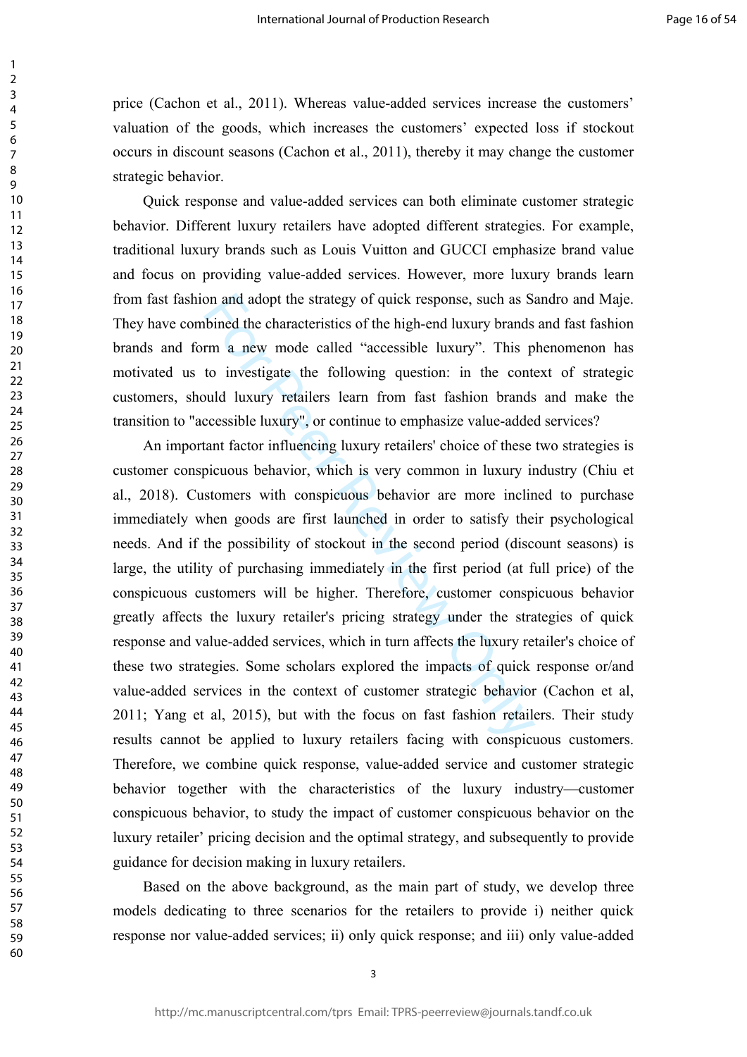price (Cachon et al., 2011). Whereas value-added services increase the customers' valuation of the goods, which increases the customers' expected loss if stockout occurs in discount seasons (Cachon et al., 2011), thereby it may change the customer strategic behavior.

Quick response and value-added services can both eliminate customer strategic behavior. Different luxury retailers have adopted different strategies. For example, traditional luxury brands such as Louis Vuitton and GUCCI emphasize brand value and focus on providing value-added services. However, more luxury brands learn from fast fashion and adopt the strategy of quick response, such as Sandro and Maje. They have combined the characteristics of the high-end luxury brands and fast fashion brands and form a new mode called "accessible luxury". This phenomenon has motivated us to investigate the following question: in the context of strategic customers, should luxury retailers learn from fast fashion brands and make the transition to "accessible luxury", or continue to emphasize value-added services?

An important factor influencing luxury retailers' choice of these two strategies is customer conspicuous behavior, which is very common in luxury industry (Chiu et al., 2018). Customers with conspicuous behavior are more inclined to purchase immediately when goods are first launched in order to satisfy their psychological needs. And if the possibility of stockout in the second period (discount seasons) is large, the utility of purchasing immediately in the first period (at full price) of the conspicuous customers will be higher. Therefore, customer conspicuous behavior greatly affects the luxury retailer's pricing strategy under the strategies of quick response and value-added services, which in turn affects the luxury retailer's choice of these two strategies. Some scholars explored the impacts of quick response or/and value-added services in the context of customer strategic behavior (Cachon et al, 2011; Yang et al, 2015), but with the focus on fast fashion retailers. Their study results cannot be applied to luxury retailers facing with conspicuous customers. Therefore, we combine quick response, value-added service and customer strategic behavior together with the characteristics of the luxury industry—customer conspicuous behavior, to study the impact of customer conspicuous behavior on the luxury retailer' pricing decision and the optimal strategy, and subsequently to provide guidance for decision making in luxury retailers.

Based on the above background, as the main part of study, we develop three models dedicating to three scenarios for the retailers to provide i) neither quick response nor value-added services; ii) only quick response; and iii) only value-added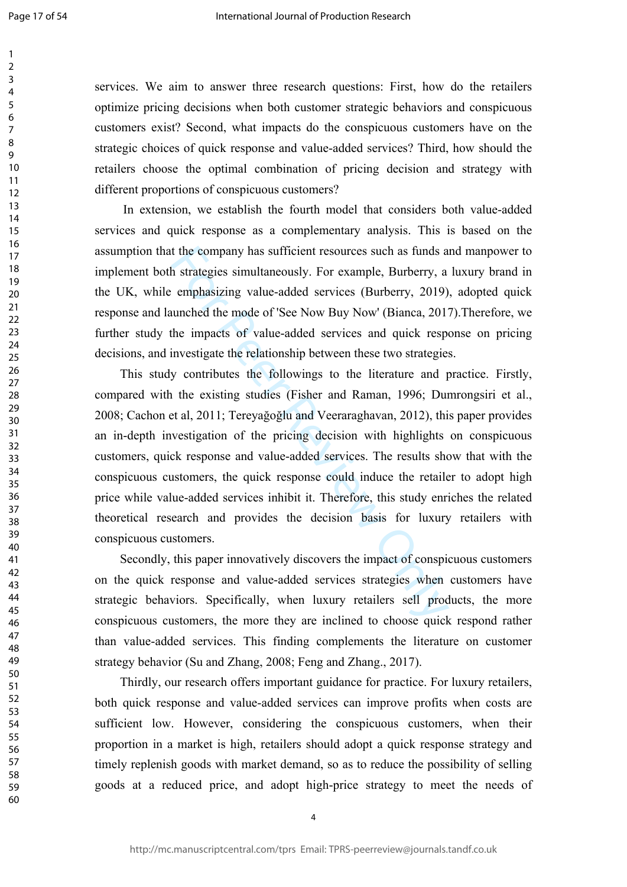services. We aim to answer three research questions: First, how do the retailers optimize pricing decisions when both customer strategic behaviors and conspicuous customers exist? Second, what impacts do the conspicuous customers have on the strategic choices of quick response and value-added services? Third, how should the retailers choose the optimal combination of pricing decision and strategy with different proportions of conspicuous customers?

In extension, we establish the fourth model that considers both value-added services and quick response as a complementary analysis. This is based on the assumption that the company has sufficient resources such as funds and manpower to implement both strategies simultaneously. For example, Burberry, a luxury brand in the UK, while emphasizing value-added services (Burberry, 2019), adopted quick response and launched the mode of 'See Now Buy Now' (Bianca, 2017).Therefore, we further study the impacts of value-added services and quick response on pricing decisions, and investigate the relationship between these two strategies.

This study contributes the followings to the literature and practice. Firstly, compared with the existing studies (Fisher and Raman, 1996; Dumrongsiri et al., 2008; Cachon et al, 2011; Tereyağoğlu and Veeraraghavan, 2012), this paper provides an in-depth investigation of the pricing decision with highlights on conspicuous customers, quick response and value-added services. The results show that with the conspicuous customers, the quick response could induce the retailer to adopt high price while value-added services inhibit it. Therefore, this study enriches the related theoretical research and provides the decision basis for luxury retailers with conspicuous customers.

Secondly, this paper innovatively discovers the impact of conspicuous customers on the quick response and value-added services strategies when customers have strategic behaviors. Specifically, when luxury retailers sell products, the more conspicuous customers, the more they are inclined to choose quick respond rather than value-added services. This finding complements the literature on customer strategy behavior (Su and Zhang, 2008; Feng and Zhang., 2017).

Thirdly, our research offers important guidance for practice. For luxury retailers, both quick response and value-added services can improve profits when costs are sufficient low. However, considering the conspicuous customers, when their proportion in a market is high, retailers should adopt a quick response strategy and timely replenish goods with market demand, so as to reduce the possibility of selling goods at a reduced price, and adopt high-price strategy to meet the needs of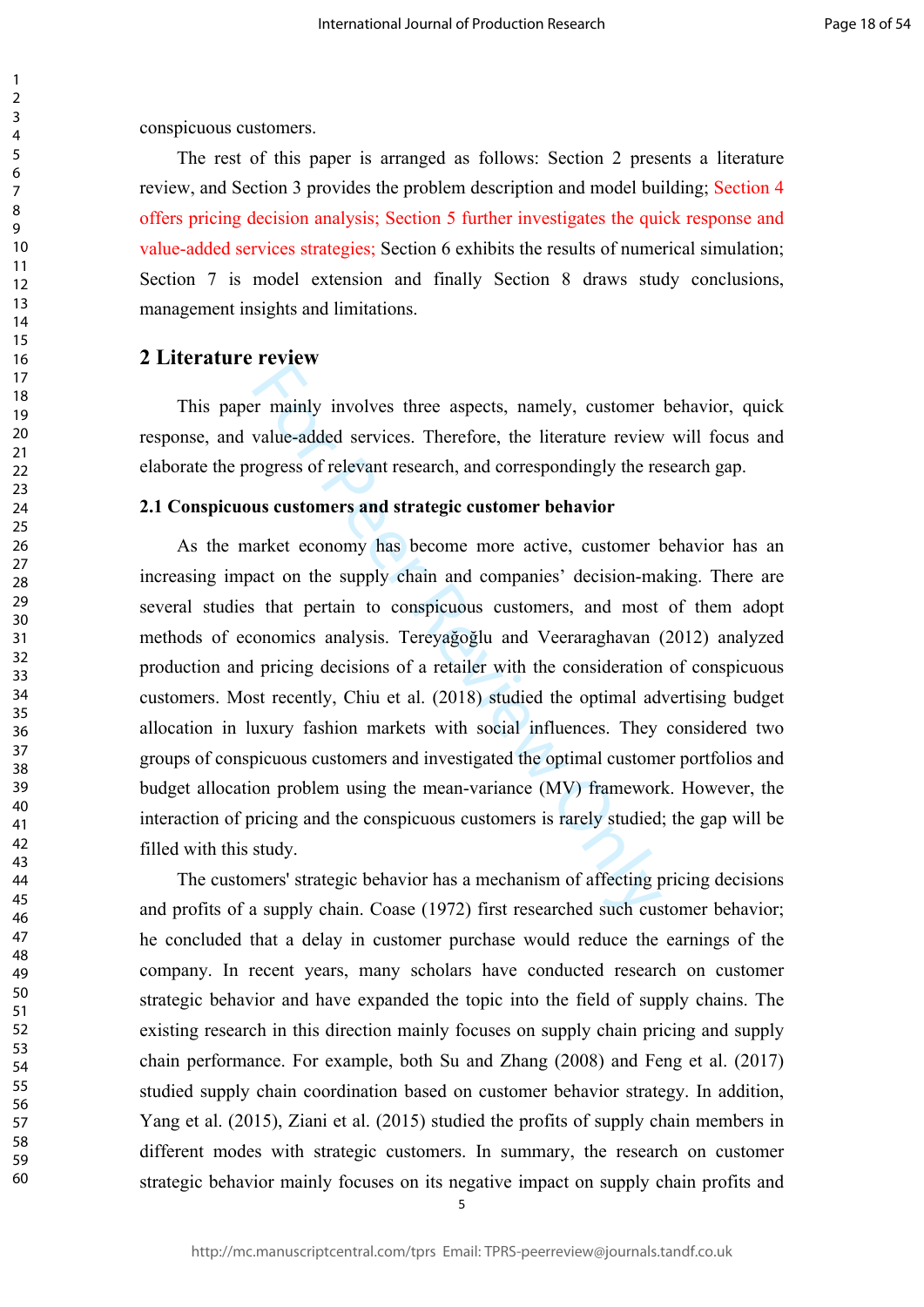conspicuous customers.

The rest of this paper is arranged as follows: Section 2 presents a literature review, and Section 3 provides the problem description and model building; Section 4 offers pricing decision analysis; Section 5 further investigates the quick response and value-added services strategies; Section 6 exhibits the results of numerical simulation; Section 7 is model extension and finally Section 8 draws study conclusions, management insights and limitations.

## 2 Literature review

This paper mainly involves three aspects, namely, customer behavior, quick response, and value-added services. Therefore, the literature review will focus and elaborate the progress of relevant research, and correspondingly the research gap.

### 2.1 Conspicuous customers and strategic customer behavior

As the market economy has become more active, customer behavior has an increasing impact on the supply chain and companies' decision-making. There are several studies that pertain to conspicuous customers, and most of them adopt methods of economics analysis. Tereyağoğlu and Veeraraghavan (2012) analyzed production and pricing decisions of a retailer with the consideration of conspicuous customers. Most recently, Chiu et al. (2018) studied the optimal advertising budget allocation in luxury fashion markets with social influences. They considered two groups of conspicuous customers and investigated the optimal customer portfolios and budget allocation problem using the mean-variance (MV) framework. However, the interaction of pricing and the conspicuous customers is rarely studied; the gap will be filled with this study.

The customers' strategic behavior has a mechanism of affecting pricing decisions and profits of a supply chain. Coase (1972) first researched such customer behavior; he concluded that a delay in customer purchase would reduce the earnings of the company. In recent years, many scholars have conducted research on customer strategic behavior and have expanded the topic into the field of supply chains. The existing research in this direction mainly focuses on supply chain pricing and supply chain performance. For example, both Su and Zhang (2008) and Feng et al. (2017) studied supply chain coordination based on customer behavior strategy. In addition, Yang et al. (2015), Ziani et al. (2015) studied the profits of supply chain members in different modes with strategic customers. In summary, the research on customer strategic behavior mainly focuses on its negative impact on supply chain profits and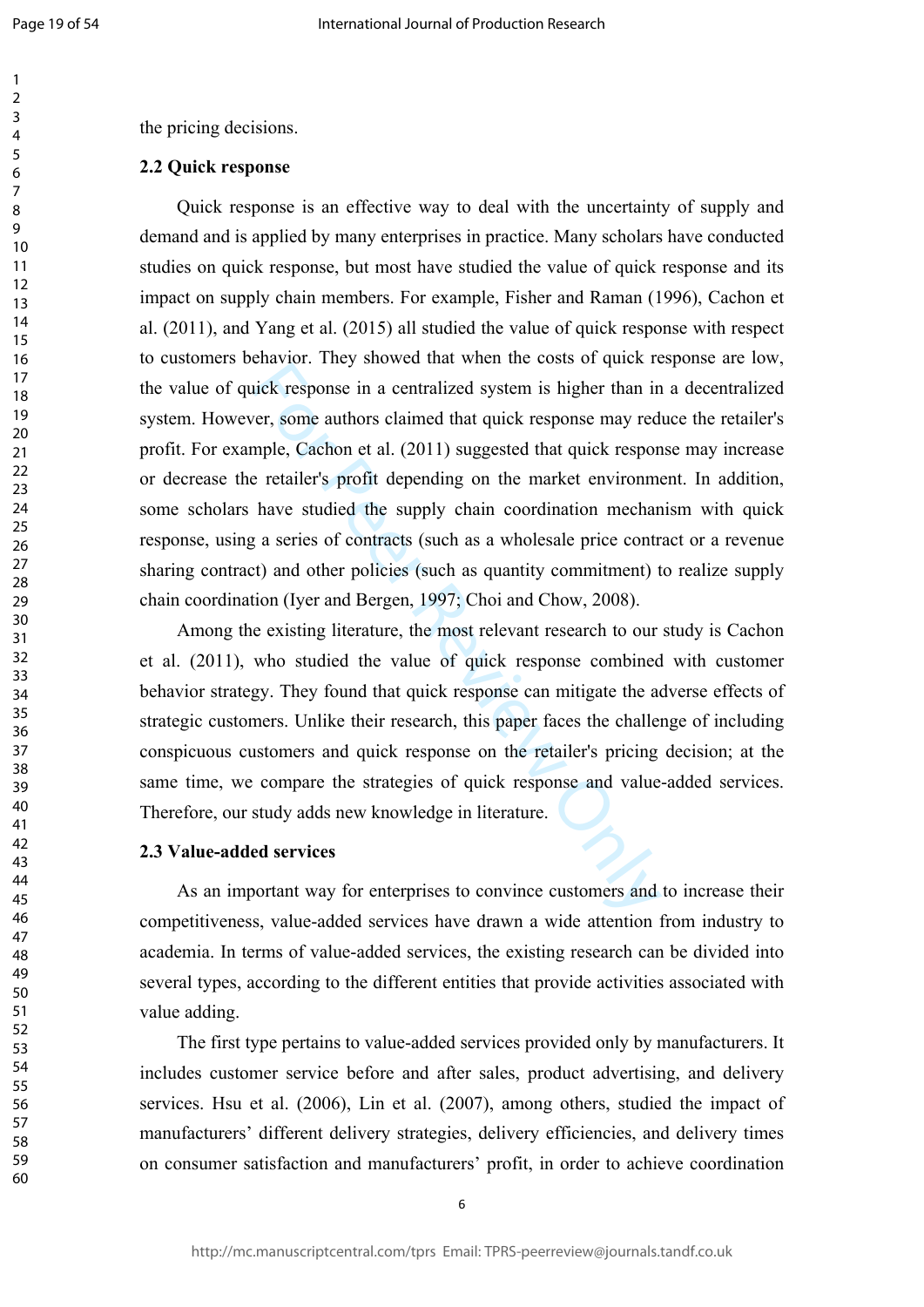the pricing decisions.

### 2.2 Quick response

Quick response is an effective way to deal with the uncertainty of supply and demand and is applied by many enterprises in practice. Many scholars have conducted studies on quick response, but most have studied the value of quick response and its impact on supply chain members. For example, Fisher and Raman (1996), Cachon et al. (2011), and Yang et al. (2015) all studied the value of quick response with respect to customers behavior. They showed that when the costs of quick response are low, the value of quick response in a centralized system is higher than in a decentralized system. However, some authors claimed that quick response may reduce the retailer's profit. For example, Cachon et al. (2011) suggested that quick response may increase or decrease the retailer's profit depending on the market environment. In addition, some scholars have studied the supply chain coordination mechanism with quick response, using a series of contracts (such as a wholesale price contract or a revenue sharing contract) and other policies (such as quantity commitment) to realize supply chain coordination (Iyer and Bergen, 1997; Choi and Chow, 2008).

Among the existing literature, the most relevant research to our study is Cachon et al. (2011), who studied the value of quick response combined with customer behavior strategy. They found that quick response can mitigate the adverse effects of strategic customers. Unlike their research, this paper faces the challenge of including conspicuous customers and quick response on the retailer's pricing decision; at the same time, we compare the strategies of quick response and value-added services. Therefore, our study adds new knowledge in literature.

### 2.3 Value-added services

As an important way for enterprises to convince customers and to increase their competitiveness, value-added services have drawn a wide attention from industry to academia. In terms of value-added services, the existing research can be divided into several types, according to the different entities that provide activities associated with value adding.

The first type pertains to value-added services provided only by manufacturers. It includes customer service before and after sales, product advertising, and delivery services. Hsu et al. (2006), Lin et al. (2007), among others, studied the impact of manufacturers' different delivery strategies, delivery efficiencies, and delivery times on consumer satisfaction and manufacturers' profit, in order to achieve coordination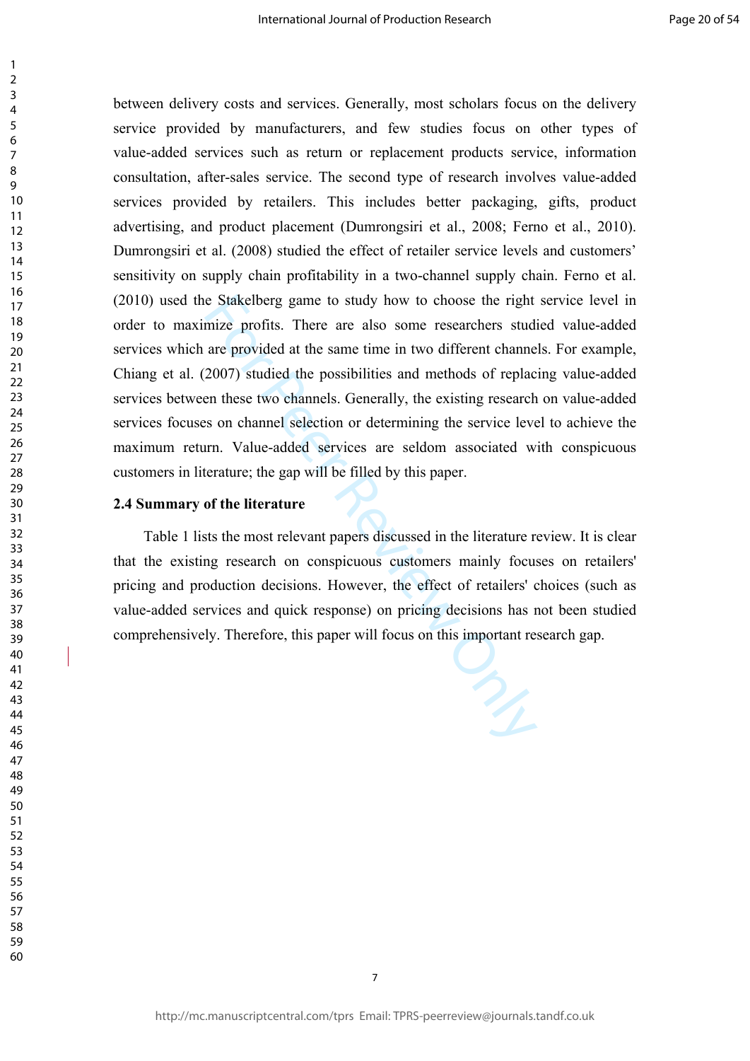between delivery costs and services. Generally, most scholars focus on the delivery service provided by manufacturers, and few studies focus on other types of value-added services such as return or replacement products service, information consultation, after-sales service. The second type of research involves value-added services provided by retailers. This includes better packaging, gifts, product advertising, and product placement (Dumrongsiri et al., 2008; Ferno et al., 2010). Dumrongsiri et al. (2008) studied the effect of retailer service levels and customers' sensitivity on supply chain profitability in a two-channel supply chain. Ferno et al. (2010) used the Stakelberg game to study how to choose the right service level in order to maximize profits. There are also some researchers studied value-added services which are provided at the same time in two different channels. For example, Chiang et al. (2007) studied the possibilities and methods of replacing value-added services between these two channels. Generally, the existing research on value-added services focuses on channel selection or determining the service level to achieve the maximum return. Value-added services are seldom associated with conspicuous customers in literature; the gap will be filled by this paper.

**2.4 Summary of the literature**

Table 1 lists the most relevant papers discussed in the literature review. It is clear that the existing research on conspicuous customers mainly focuses on retailers' pricing and production decisions. However, the effect of retailers' choices (such as value-added services and quick response) on pricing decisions has not been studied comprehensively. Therefore, this paper will focus on this important research gap.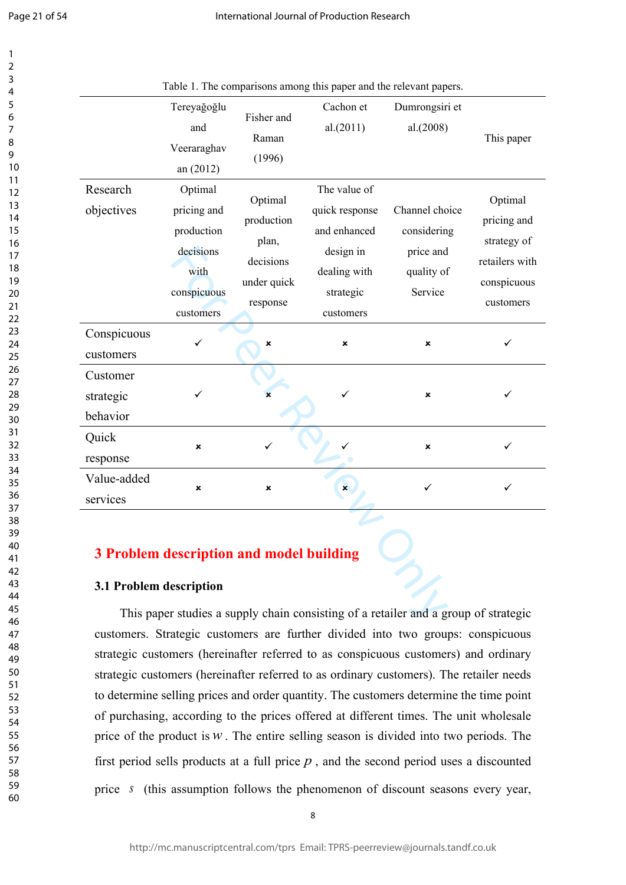Table 1. The comparisons among this paper and the relevant papers.

| | Tereyağoğlu and Veeraraghavan (2012) | Fisher and Raman (1996) | Cachon et al.(2011) | Dumrongsiri et al.(2008) | This paper |
|---|---|---|---|---|---|
| Research objectives | Optimal pricing and production decisions with conspicuous customers | Optimal production plan, decisions under quick response | The value of quick response and enhanced design in dealing with strategic customers | Channel choice considering price and quality of Service | Optimal pricing and strategy of retailers with conspicuous customers |
| Conspicuous customers | ✓ | × | × | × | ✓ |
| Customer strategic behavior | ✓ | × | ✓ | × | ✓ |
| Quick response | × | ✓ | ✓ | × | ✓ |
| Value-added services | × | × | × | ✓ | ✓ |

# 3 Problem description and model building

## 3.1 Problem description

This paper studies a supply chain consisting of a retailer and a group of strategic customers. Strategic customers are further divided into two groups: conspicuous strategic customers (hereinafter referred to as conspicuous customers) and ordinary strategic customers (hereinafter referred to as ordinary customers). The retailer needs to determine selling prices and order quantity. The customers determine the time point of purchasing, according to the prices offered at different times. The unit wholesale price of the product is $w$. The entire selling season is divided into two periods. The first period sells products at a full price $p$, and the second period uses a discounted price $s$ (this assumption follows the phenomenon of discount seasons every year,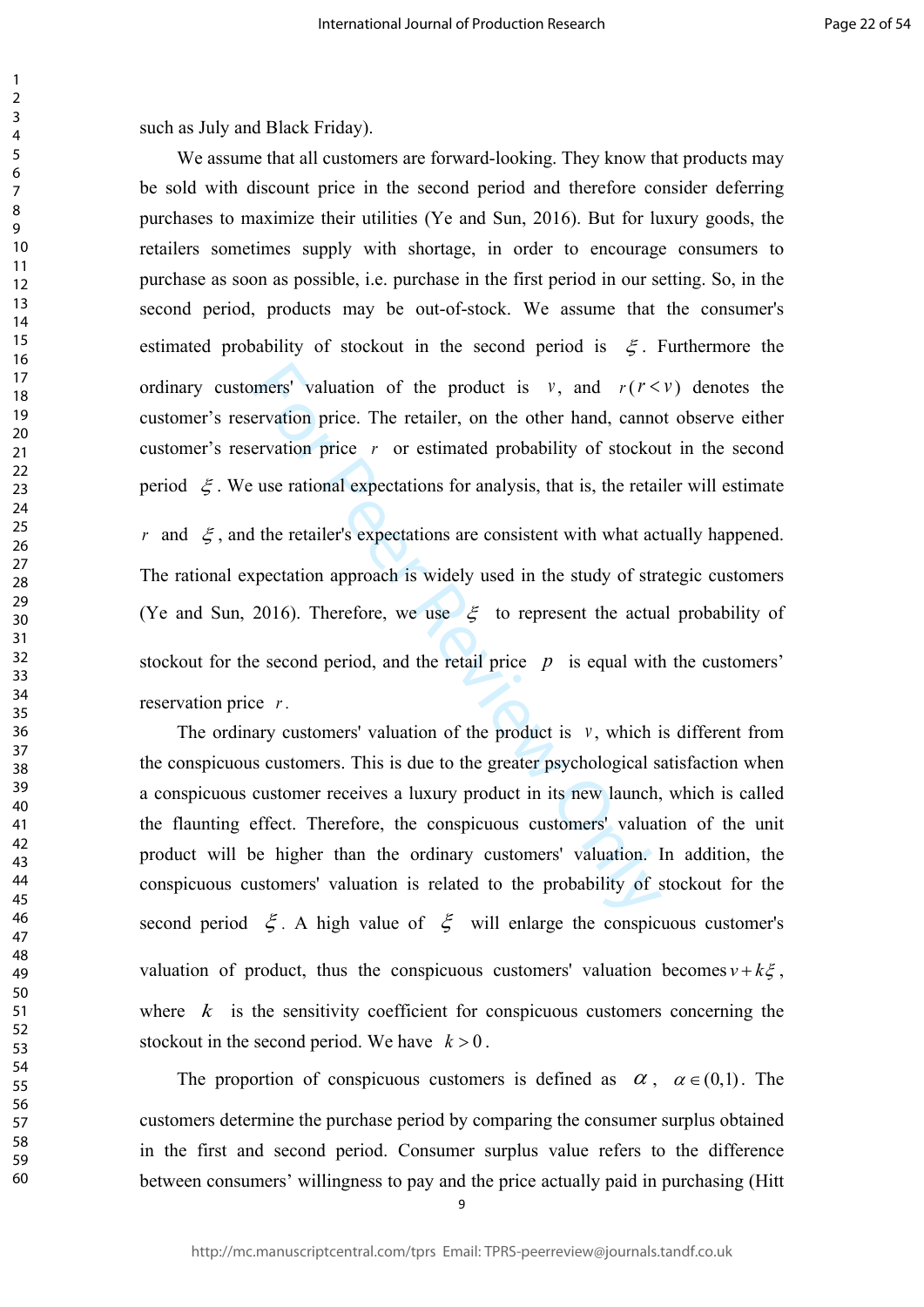such as July and Black Friday).

We assume that all customers are forward-looking. They know that products may be sold with discount price in the second period and therefore consider deferring purchases to maximize their utilities (Ye and Sun, 2016). But for luxury goods, the retailers sometimes supply with shortage, in order to encourage consumers to purchase as soon as possible, i.e. purchase in the first period in our setting. So, in the second period, products may be out-of-stock. We assume that the consumer's estimated probability of stockout in the second period is $\xi$. Furthermore the ordinary customers' valuation of the product is $v$, and $r\,(r < v)$ denotes the customer's reservation price. The retailer, on the other hand, cannot observe either customer's reservation price $r$ or estimated probability of stockout in the second period $\xi$. We use rational expectations for analysis, that is, the retailer will estimate $r$ and $\xi$, and the retailer's expectations are consistent with what actually happened. The rational expectation approach is widely used in the study of strategic customers (Ye and Sun, 2016). Therefore, we use $\xi$ to represent the actual probability of stockout for the second period, and the retail price $p$ is equal with the customers' reservation price $r$.

The ordinary customers' valuation of the product is $v$, which is different from the conspicuous customers. This is due to the greater psychological satisfaction when a conspicuous customer receives a luxury product in its new launch, which is called the flaunting effect. Therefore, the conspicuous customers' valuation of the unit product will be higher than the ordinary customers' valuation. In addition, the conspicuous customers' valuation is related to the probability of stockout for the second period $\xi$. A high value of $\xi$ will enlarge the conspicuous customer's valuation of product, thus the conspicuous customers' valuation becomes $v + k\xi$, where $k$ is the sensitivity coefficient for conspicuous customers concerning the stockout in the second period. We have $k > 0$.

The proportion of conspicuous customers is defined as $\alpha$, $\alpha \in (0,1)$. The customers determine the purchase period by comparing the consumer surplus obtained in the first and second period. Consumer surplus value refers to the difference between consumers' willingness to pay and the price actually paid in purchasing (Hitt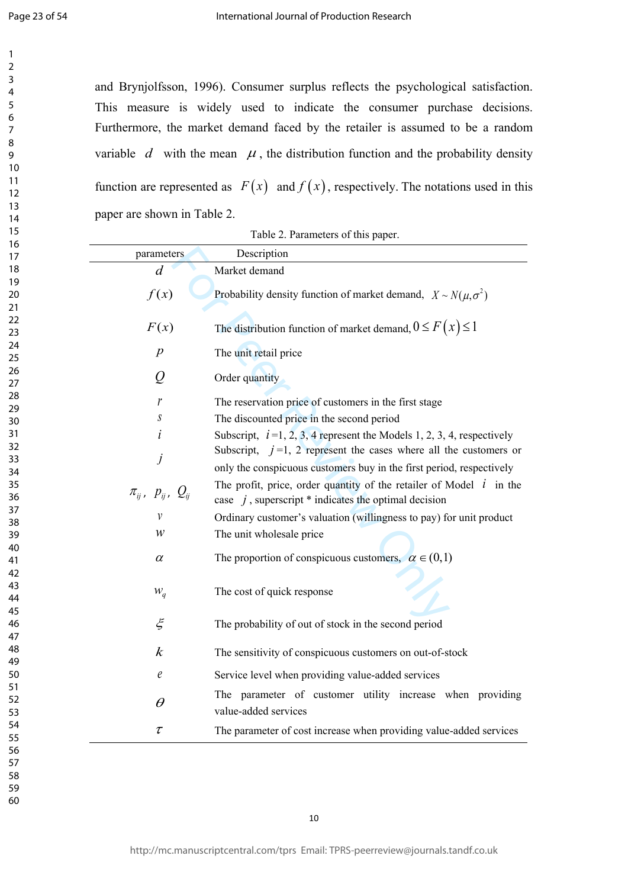and Brynjolfsson, 1996). Consumer surplus reflects the psychological satisfaction. This measure is widely used to indicate the consumer purchase decisions. Furthermore, the market demand faced by the retailer is assumed to be a random variable $d$ with the mean $\mu$, the distribution function and the probability density function are represented as $F(x)$ and $f(x)$, respectively. The notations used in this paper are shown in Table 2.

Table 2. Parameters of this paper.

| parameters | Description |
|---|---|
| $d$ | Market demand |
| $f(x)$ | Probability density function of market demand, $X \sim N(\mu, \sigma^2)$ |
| $F(x)$ | The distribution function of market demand, $0 \le F(x) \le 1$ |
| $p$ | The unit retail price |
| $Q$ | Order quantity |
| $r$ | The reservation price of customers in the first stage |
| $s$ | The discounted price in the second period |
| $i$ | Subscript, $i$=1, 2, 3, 4 represent the Models 1, 2, 3, 4, respectively |
| $j$ | Subscript, $j$=1, 2 represent the cases where all the customers or only the conspicuous customers buy in the first period, respectively |
| $\pi_{ij}$, $p_{ij}$, $Q_{ij}$ | The profit, price, order quantity of the retailer of Model $i$ in the case $j$, superscript * indicates the optimal decision |
| $v$ | Ordinary customer's valuation (willingness to pay) for unit product |
| $w$ | The unit wholesale price |
| $\alpha$ | The proportion of conspicuous customers, $\alpha \in (0,1)$ |
| $w_q$ | The cost of quick response |
| $\xi$ | The probability of out of stock in the second period |
| $k$ | The sensitivity of conspicuous customers on out-of-stock |
| $e$ | Service level when providing value-added services |
| $\theta$ | The parameter of customer utility increase when providing value-added services |
| $\tau$ | The parameter of cost increase when providing value-added services |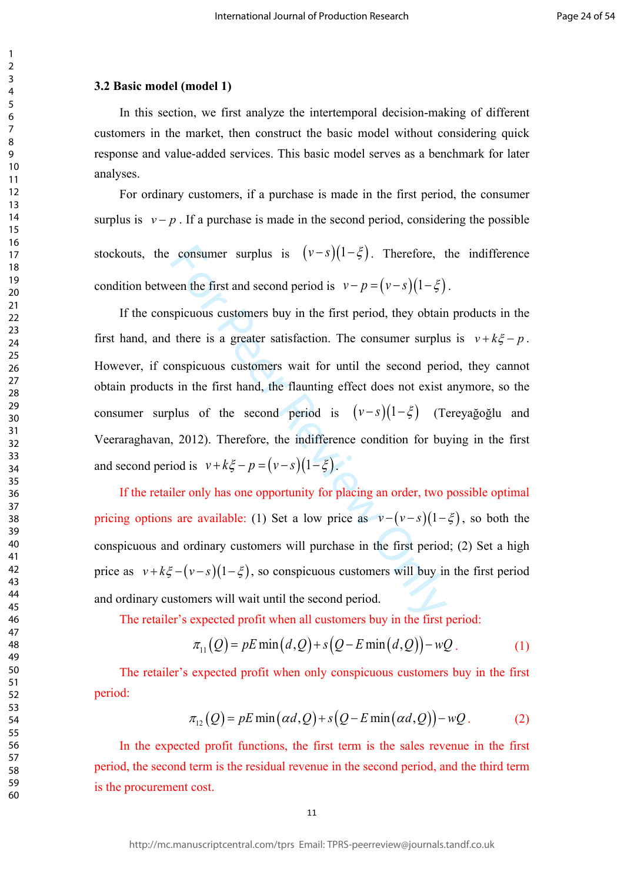### 3.2 Basic model (model 1)

In this section, we first analyze the intertemporal decision-making of different customers in the market, then construct the basic model without considering quick response and value-added services. This basic model serves as a benchmark for later analyses.

For ordinary customers, if a purchase is made in the first period, the consumer surplus is $v-p$. If a purchase is made in the second period, considering the possible stockouts, the consumer surplus is $(v-s)(1-\xi)$. Therefore, the indifference condition between the first and second period is $v-p=(v-s)(1-\xi)$.

If the conspicuous customers buy in the first period, they obtain products in the first hand, and there is a greater satisfaction. The consumer surplus is $v+k\xi-p$. However, if conspicuous customers wait for until the second period, they cannot obtain products in the first hand, the flaunting effect does not exist anymore, so the consumer surplus of the second period is $(v-s)(1-\xi)$ (Tereyağoğlu and Veeraraghavan, 2012). Therefore, the indifference condition for buying in the first and second period is $v+k\xi-p=(v-s)(1-\xi)$.

If the retailer only has one opportunity for placing an order, two possible optimal pricing options are available: (1) Set a low price as $v-(v-s)(1-\xi)$, so both the conspicuous and ordinary customers will purchase in the first period; (2) Set a high price as $v+k\xi-(v-s)(1-\xi)$, so conspicuous customers will buy in the first period and ordinary customers will wait until the second period.

The retailer's expected profit when all customers buy in the first period:

$$\pi_{11}(Q)=pE\min(d,Q)+s\left(Q-E\min(d,Q)\right)-wQ. \tag{1}$$

The retailer's expected profit when only conspicuous customers buy in the first period:

$$\pi_{12}(Q)=pE\min(\alpha d,Q)+s\left(Q-E\min(\alpha d,Q)\right)-wQ. \tag{2}$$

In the expected profit functions, the first term is the sales revenue in the first period, the second term is the residual revenue in the second period, and the third term is the procurement cost.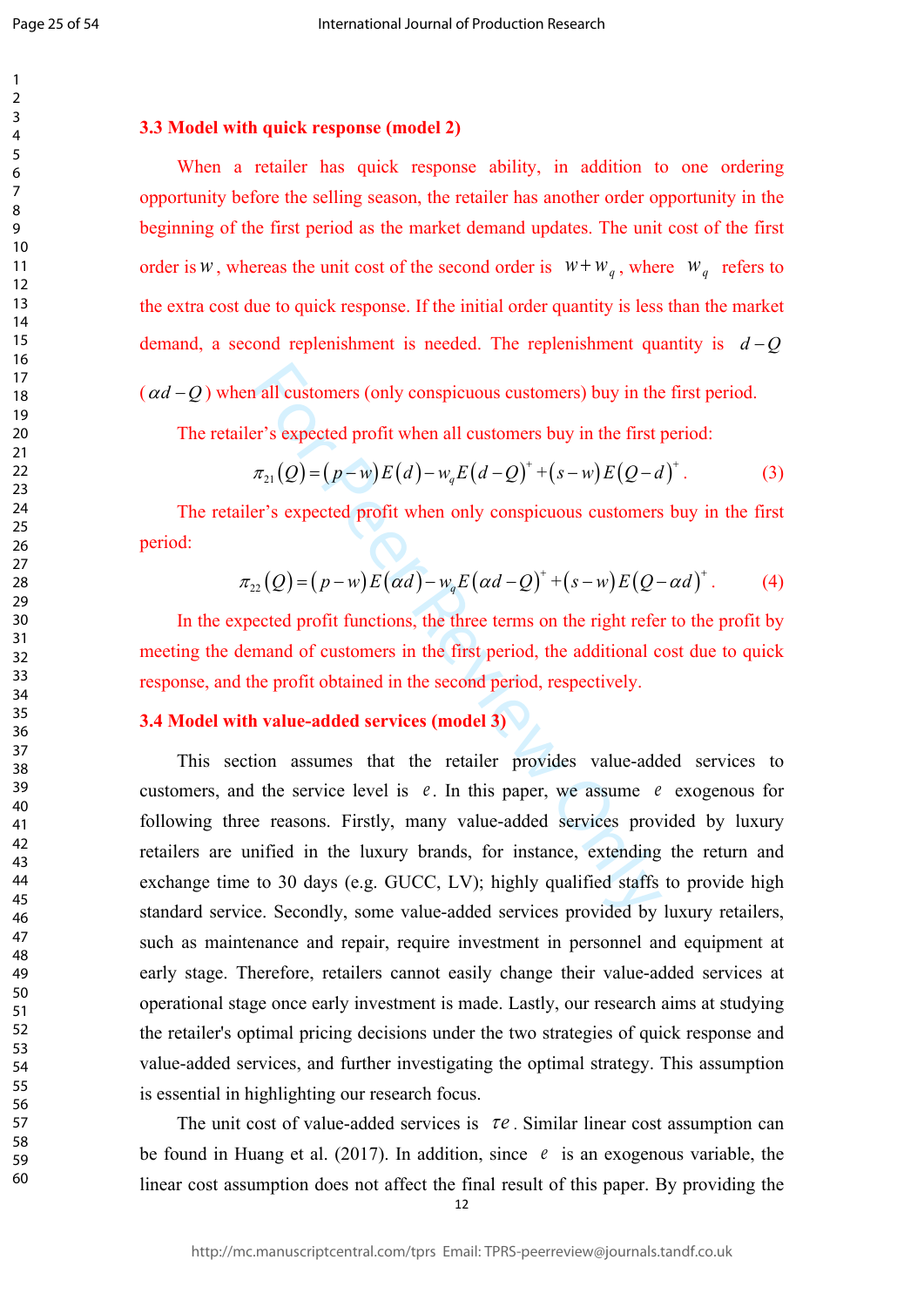### 3.3 Model with quick response (model 2)

When a retailer has quick response ability, in addition to one ordering opportunity before the selling season, the retailer has another order opportunity in the beginning of the first period as the market demand updates. The unit cost of the first order is $w$, whereas the unit cost of the second order is $w+w_q$, where $w_q$ refers to the extra cost due to quick response. If the initial order quantity is less than the market demand, a second replenishment is needed. The replenishment quantity is $d-Q$ ($\alpha d-Q$) when all customers (only conspicuous customers) buy in the first period.

The retailer's expected profit when all customers buy in the first period:

$$\pi_{21}(Q)=(p-w)E(d)-w_q E(d-Q)^+ +(s-w)E(Q-d)^+ . \quad (3)$$

The retailer's expected profit when only conspicuous customers buy in the first period:

$$\pi_{22}(Q)=(p-w)E(\alpha d)-w_q E(\alpha d-Q)^+ +(s-w)E(Q-\alpha d)^+ . \quad (4)$$

In the expected profit functions, the three terms on the right refer to the profit by meeting the demand of customers in the first period, the additional cost due to quick response, and the profit obtained in the second period, respectively.

### 3.4 Model with value-added services (model 3)

This section assumes that the retailer provides value-added services to customers, and the service level is $e$. In this paper, we assume $e$ exogenous for following three reasons. Firstly, many value-added services provided by luxury retailers are unified in the luxury brands, for instance, extending the return and exchange time to 30 days (e.g. GUCC, LV); highly qualified staffs to provide high standard service. Secondly, some value-added services provided by luxury retailers, such as maintenance and repair, require investment in personnel and equipment at early stage. Therefore, retailers cannot easily change their value-added services at operational stage once early investment is made. Lastly, our research aims at studying the retailer's optimal pricing decisions under the two strategies of quick response and value-added services, and further investigating the optimal strategy. This assumption is essential in highlighting our research focus.

The unit cost of value-added services is $\tau e$. Similar linear cost assumption can be found in Huang et al. (2017). In addition, since $e$ is an exogenous variable, the linear cost assumption does not affect the final result of this paper. By providing the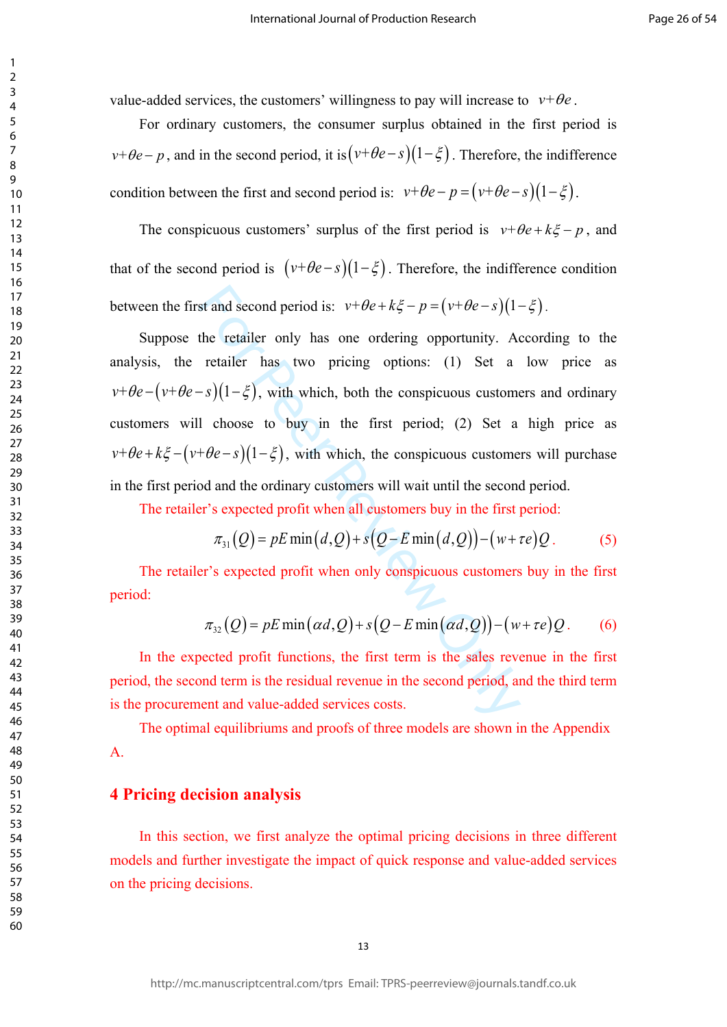value-added services, the customers' willingness to pay will increase to $v+\theta e$.

For ordinary customers, the consumer surplus obtained in the first period is $v+\theta e-p$, and in the second period, it is $(v+\theta e-s)(1-\xi)$. Therefore, the indifference condition between the first and second period is: $v+\theta e-p=(v+\theta e-s)(1-\xi)$.

The conspicuous customers' surplus of the first period is $v+\theta e+k\xi-p$, and that of the second period is $(v+\theta e-s)(1-\xi)$. Therefore, the indifference condition between the first and second period is: $v+\theta e+k\xi-p=(v+\theta e-s)(1-\xi)$.

Suppose the retailer only has one ordering opportunity. According to the analysis, the retailer has two pricing options: (1) Set a low price as $v+\theta e-(v+\theta e-s)(1-\xi)$, with which, both the conspicuous customers and ordinary customers will choose to buy in the first period; (2) Set a high price as $v+\theta e+k\xi-(v+\theta e-s)(1-\xi)$, with which, the conspicuous customers will purchase in the first period and the ordinary customers will wait until the second period.

The retailer's expected profit when all customers buy in the first period:

$$\pi_{31}(Q)=pE\min(d,Q)+s(Q-E\min(d,Q))-(w+\tau e)Q. \tag{5}$$

The retailer's expected profit when only conspicuous customers buy in the first period:

$$\pi_{32}(Q)=pE\min(\alpha d,Q)+s(Q-E\min(\alpha d,Q))-(w+\tau e)Q. \tag{6}$$

In the expected profit functions, the first term is the sales revenue in the first period, the second term is the residual revenue in the second period, and the third term is the procurement and value-added services costs.

The optimal equilibriums and proofs of three models are shown in the Appendix A.

## 4 Pricing decision analysis

In this section, we first analyze the optimal pricing decisions in three different models and further investigate the impact of quick response and value-added services on the pricing decisions.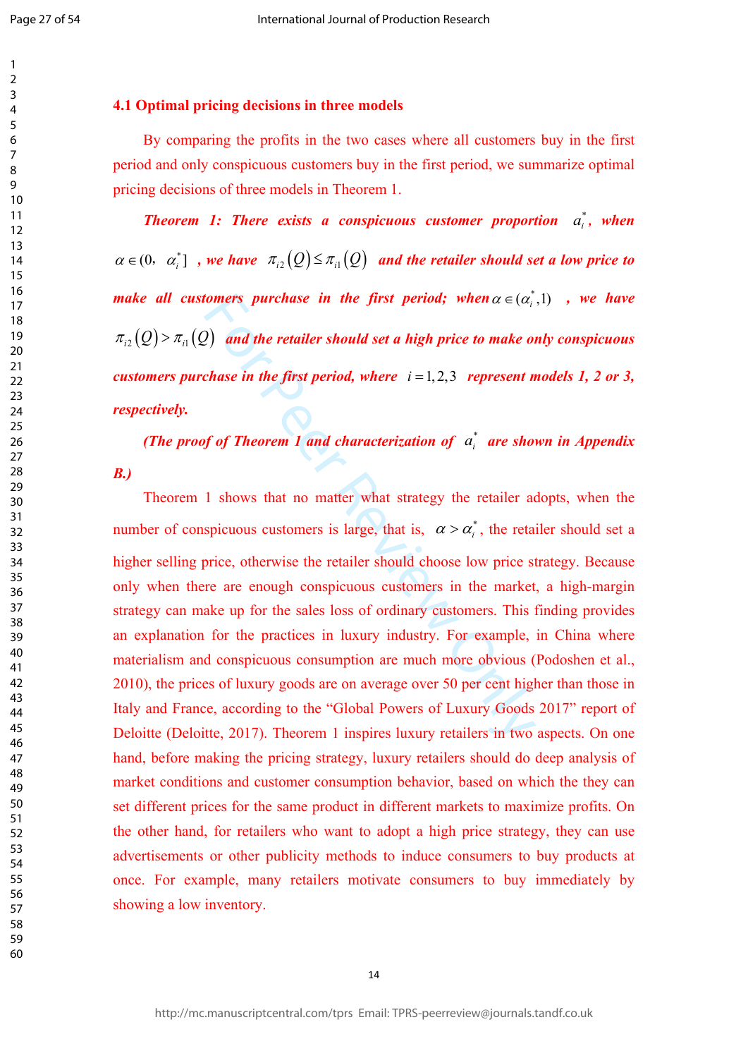### 4.1 Optimal pricing decisions in three models

By comparing the profits in the two cases where all customers buy in the first period and only conspicuous customers buy in the first period, we summarize optimal pricing decisions of three models in Theorem 1.

***Theorem 1: There exists a conspicuous customer proportion*** $a_i^*$***, when*** $\alpha \in (0, \ \alpha_i^*]$ ***, we have*** $\pi_{i2}(Q) \le \pi_{i1}(Q)$ ***and the retailer should set a low price to make all customers purchase in the first period; when*** $\alpha \in (\alpha_i^*, 1)$ ***, we have*** $\pi_{i2}(Q) > \pi_{i1}(Q)$ ***and the retailer should set a high price to make only conspicuous customers purchase in the first period, where*** $i = 1, 2, 3$ ***represent models 1, 2 or 3, respectively.***

***(The proof of Theorem 1 and characterization of*** $a_i^*$ ***are shown in Appendix B.)***

Theorem 1 shows that no matter what strategy the retailer adopts, when the number of conspicuous customers is large, that is, $\alpha > \alpha_i^*$, the retailer should set a higher selling price, otherwise the retailer should choose low price strategy. Because only when there are enough conspicuous customers in the market, a high-margin strategy can make up for the sales loss of ordinary customers. This finding provides an explanation for the practices in luxury industry. For example, in China where materialism and conspicuous consumption are much more obvious (Podoshen et al., 2010), the prices of luxury goods are on average over 50 per cent higher than those in Italy and France, according to the "Global Powers of Luxury Goods 2017" report of Deloitte (Deloitte, 2017). Theorem 1 inspires luxury retailers in two aspects. On one hand, before making the pricing strategy, luxury retailers should do deep analysis of market conditions and customer consumption behavior, based on which the they can set different prices for the same product in different markets to maximize profits. On the other hand, for retailers who want to adopt a high price strategy, they can use advertisements or other publicity methods to induce consumers to buy products at once. For example, many retailers motivate consumers to buy immediately by showing a low inventory.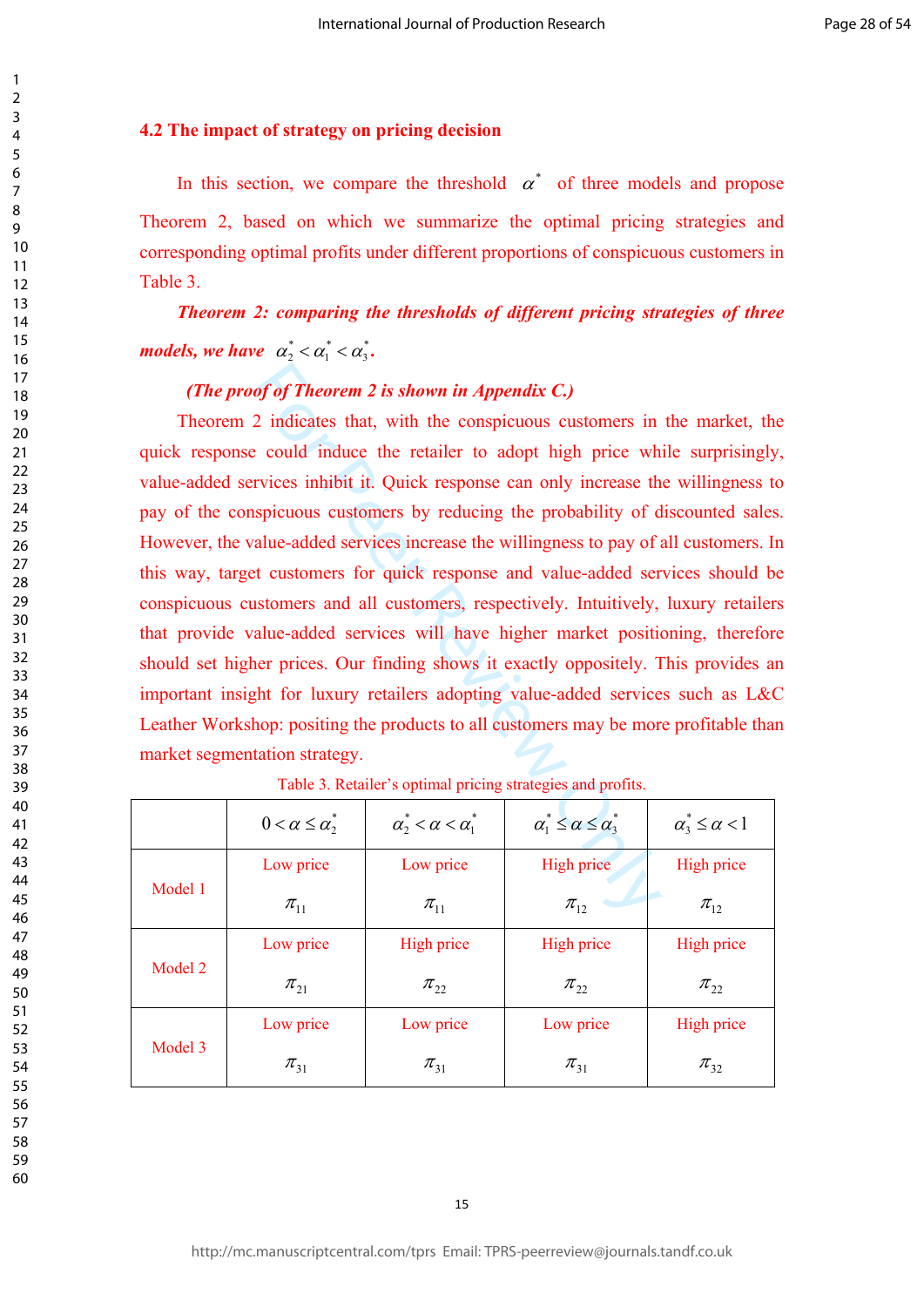### 4.2 The impact of strategy on pricing decision

In this section, we compare the threshold $\alpha^*$ of three models and propose Theorem 2, based on which we summarize the optimal pricing strategies and corresponding optimal profits under different proportions of conspicuous customers in Table 3.

***Theorem 2: comparing the thresholds of different pricing strategies of three models, we have*** $\alpha_2^* < \alpha_1^* < \alpha_3^*$.

***(The proof of Theorem 2 is shown in Appendix C.)***

Theorem 2 indicates that, with the conspicuous customers in the market, the quick response could induce the retailer to adopt high price while surprisingly, value-added services inhibit it. Quick response can only increase the willingness to pay of the conspicuous customers by reducing the probability of discounted sales. However, the value-added services increase the willingness to pay of all customers. In this way, target customers for quick response and value-added services should be conspicuous customers and all customers, respectively. Intuitively, luxury retailers that provide value-added services will have higher market positioning, therefore should set higher prices. Our finding shows it exactly oppositely. This provides an important insight for luxury retailers adopting value-added services such as L&C Leather Workshop: positing the products to all customers may be more profitable than market segmentation strategy.

Table 3. Retailer's optimal pricing strategies and profits.

| | $0 < \alpha \le \alpha_2^*$ | $\alpha_2^* < \alpha < \alpha_1^*$ | $\alpha_1^* \le \alpha \le \alpha_3^*$ | $\alpha_3^* \le \alpha < 1$ |
|---|---|---|---|---|
| Model 1 | Low price $\pi_{11}$ | Low price $\pi_{11}$ | High price $\pi_{12}$ | High price $\pi_{12}$ |
| Model 2 | Low price $\pi_{21}$ | High price $\pi_{22}$ | High price $\pi_{22}$ | High price $\pi_{22}$ |
| Model 3 | Low price $\pi_{31}$ | Low price $\pi_{31}$ | Low price $\pi_{31}$ | High price $\pi_{32}$ |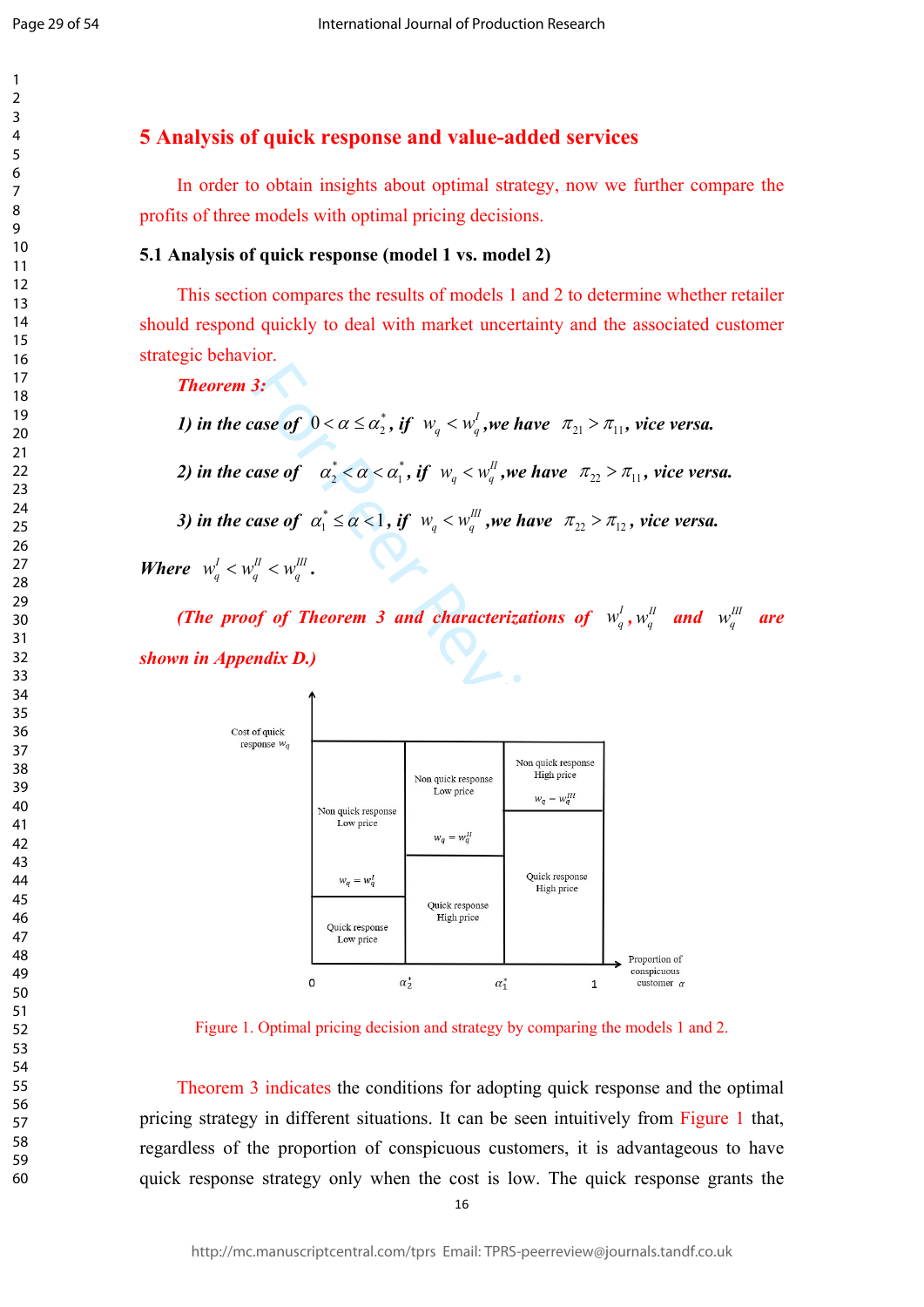## 5 Analysis of quick response and value-added services

In order to obtain insights about optimal strategy, now we further compare the profits of three models with optimal pricing decisions.

### 5.1 Analysis of quick response (model 1 vs. model 2)

This section compares the results of models 1 and 2 to determine whether retailer should respond quickly to deal with market uncertainty and the associated customer strategic behavior.

***Theorem 3:***

***1) in the case of*** $0 < \alpha \le \alpha_2^*$***, if*** $w_q < w_q^I$ ***,we have*** $\pi_{21} > \pi_{11}$***, vice versa.***

***2) in the case of*** $\alpha_2^* < \alpha < \alpha_1^*$***, if*** $w_q < w_q^{II}$ ***,we have*** $\pi_{22} > \pi_{11}$***, vice versa.***

***3) in the case of*** $\alpha_1^* \le \alpha < 1$***, if*** $w_q < w_q^{III}$ ***,we have*** $\pi_{22} > \pi_{12}$***, vice versa.***

***Where*** $w_q^I < w_q^{II} < w_q^{III}$***.***

***(The proof of Theorem 3 and characterizations of*** $w_q^I, w_q^{II}$ ***and*** $w_q^{III}$ ***are shown in Appendix D.)***

| Cost of quick response $w_q$ | $0$ to $\alpha_2^*$ | $\alpha_2^*$ to $\alpha_1^*$ | $\alpha_1^*$ to $1$ |
|---|---|---|---|
| Above threshold | Non quick response, Low price | Non quick response, Low price | Non quick response, High price |
| Threshold | $w_q = w_q^I$ | $w_q = w_q^{II}$ | $w_q = w_q^{III}$ |
| Below threshold | Quick response, Low price | Quick response, High price | Quick response, High price |

Figure 1. Optimal pricing decision and strategy by comparing the models 1 and 2.

Theorem 3 indicates the conditions for adopting quick response and the optimal pricing strategy in different situations. It can be seen intuitively from Figure 1 that, regardless of the proportion of conspicuous customers, it is advantageous to have quick response strategy only when the cost is low. The quick response grants the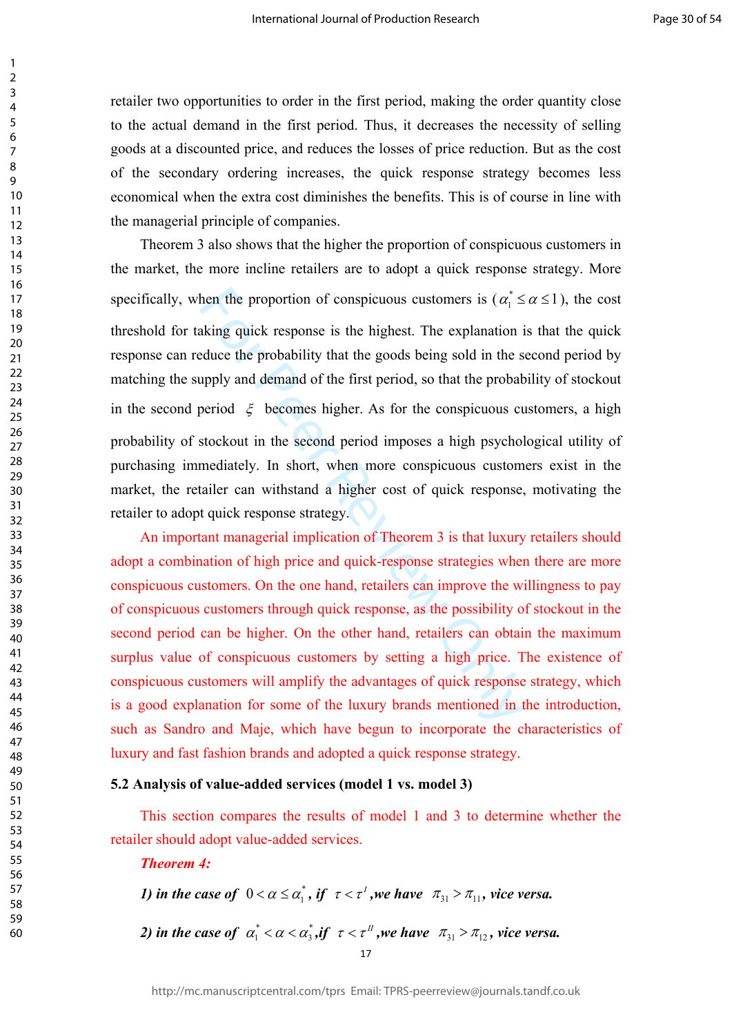retailer two opportunities to order in the first period, making the order quantity close to the actual demand in the first period. Thus, it decreases the necessity of selling goods at a discounted price, and reduces the losses of price reduction. But as the cost of the secondary ordering increases, the quick response strategy becomes less economical when the extra cost diminishes the benefits. This is of course in line with the managerial principle of companies.

Theorem 3 also shows that the higher the proportion of conspicuous customers in the market, the more incline retailers are to adopt a quick response strategy. More specifically, when the proportion of conspicuous customers is ($\alpha_1^* \leq \alpha \leq 1$), the cost threshold for taking quick response is the highest. The explanation is that the quick response can reduce the probability that the goods being sold in the second period by matching the supply and demand of the first period, so that the probability of stockout in the second period $\xi$ becomes higher. As for the conspicuous customers, a high probability of stockout in the second period imposes a high psychological utility of purchasing immediately. In short, when more conspicuous customers exist in the market, the retailer can withstand a higher cost of quick response, motivating the retailer to adopt quick response strategy.

An important managerial implication of Theorem 3 is that luxury retailers should adopt a combination of high price and quick-response strategies when there are more conspicuous customers. On the one hand, retailers can improve the willingness to pay of conspicuous customers through quick response, as the possibility of stockout in the second period can be higher. On the other hand, retailers can obtain the maximum surplus value of conspicuous customers by setting a high price. The existence of conspicuous customers will amplify the advantages of quick response strategy, which is a good explanation for some of the luxury brands mentioned in the introduction, such as Sandro and Maje, which have begun to incorporate the characteristics of luxury and fast fashion brands and adopted a quick response strategy.

**5.2 Analysis of value-added services (model 1 vs. model 3)**

This section compares the results of model 1 and 3 to determine whether the retailer should adopt value-added services.

***Theorem 4:***

***1) in the case of*** $0 < \alpha \leq \alpha_1^*$, ***if*** $\tau < \tau^I$ ***,we have*** $\pi_{31} > \pi_{11}$, ***vice versa.***

***2) in the case of*** $\alpha_1^* < \alpha < \alpha_3^*$ ***,if*** $\tau < \tau^{II}$ ***,we have*** $\pi_{31} > \pi_{12}$, ***vice versa.***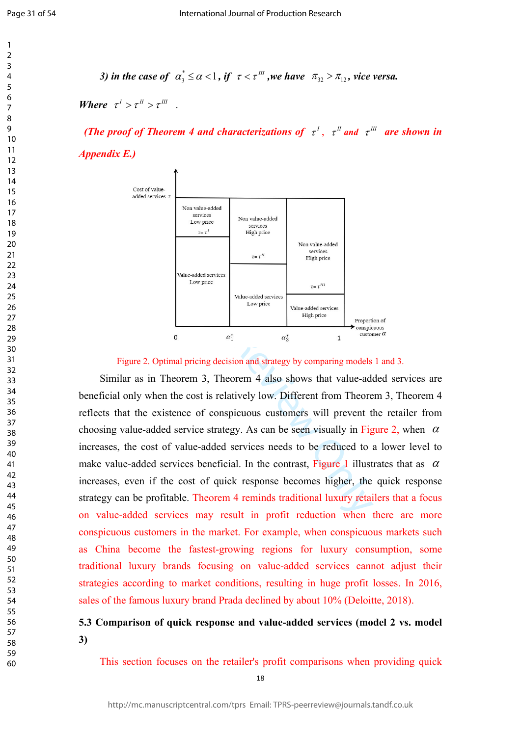***3) in the case of*** $\alpha_3^* \le \alpha < 1$***, if*** $\tau < \tau^{III}$ ***,we have*** $\pi_{32} > \pi_{12}$***, vice versa.***

***Where*** $\tau^I > \tau^{II} > \tau^{III}$ .

***(The proof of Theorem 4 and characterizations of*** $\tau^I$***,*** $\tau^{II}$ ***and*** $\tau^{III}$ ***are shown in Appendix E.)***

Figure 2. Optimal pricing decision and strategy by comparing models 1 and 3.

Similar as in Theorem 3, Theorem 4 also shows that value-added services are beneficial only when the cost is relatively low. Different from Theorem 3, Theorem 4 reflects that the existence of conspicuous customers will prevent the retailer from choosing value-added service strategy. As can be seen visually in Figure 2, when $\alpha$ increases, the cost of value-added services needs to be reduced to a lower level to make value-added services beneficial. In the contrast, Figure 1 illustrates that as $\alpha$ increases, even if the cost of quick response becomes higher, the quick response strategy can be profitable. Theorem 4 reminds traditional luxury retailers that a focus on value-added services may result in profit reduction when there are more conspicuous customers in the market. For example, when conspicuous markets such as China become the fastest-growing regions for luxury consumption, some traditional luxury brands focusing on value-added services cannot adjust their strategies according to market conditions, resulting in huge profit losses. In 2016, sales of the famous luxury brand Prada declined by about 10% (Deloitte, 2018).

### 5.3 Comparison of quick response and value-added services (model 2 vs. model 3)

This section focuses on the retailer's profit comparisons when providing quick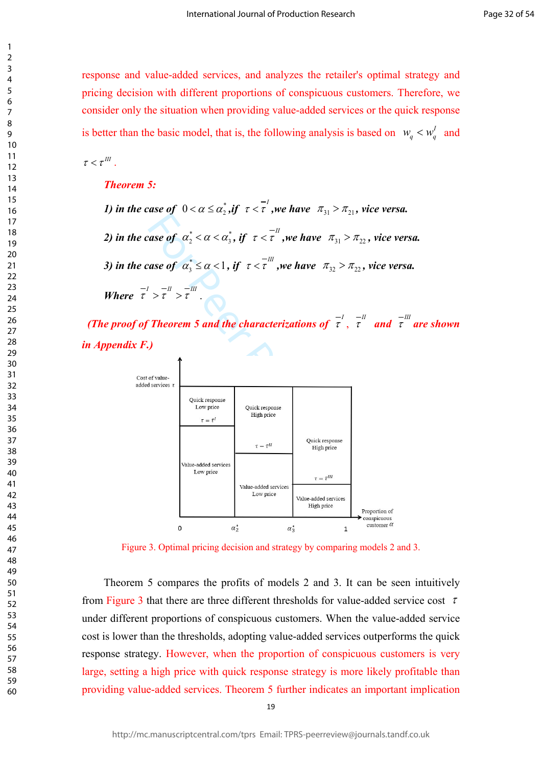response and value-added services, and analyzes the retailer's optimal strategy and pricing decision with different proportions of conspicuous customers. Therefore, we consider only the situation when providing value-added services or the quick response is better than the basic model, that is, the following analysis is based on $w_q < w_q^I$ and $\tau < \tau^{III}$.

***Theorem 5:***

***1) in the case of*** $0 < \alpha \leq \alpha_2^*$***,if*** $\tau < \bar{\tau}^I$ ***,we have*** $\pi_{31} > \pi_{21}$***, vice versa.***

***2) in the case of*** $\alpha_2^* < \alpha < \alpha_3^*$***, if*** $\tau < \bar{\tau}^{II}$ ***,we have*** $\pi_{31} > \pi_{22}$***, vice versa.***

***3) in the case of*** $\alpha_3^* \leq \alpha < 1$***, if*** $\tau < \bar{\tau}^{III}$ ***,we have*** $\pi_{32} > \pi_{22}$***, vice versa.***

***Where*** $\bar{\tau}^I > \bar{\tau}^{II} > \bar{\tau}^{III}$.

***(The proof of Theorem 5 and the characterizations of*** $\bar{\tau}^I$***,*** $\bar{\tau}^{II}$ ***and*** $\bar{\tau}^{III}$ ***are shown in Appendix F.)***

Figure 3. Optimal pricing decision and strategy by comparing models 2 and 3.

Theorem 5 compares the profits of models 2 and 3. It can be seen intuitively from Figure 3 that there are three different thresholds for value-added service cost $\tau$ under different proportions of conspicuous customers. When the value-added service cost is lower than the thresholds, adopting value-added services outperforms the quick response strategy. However, when the proportion of conspicuous customers is very large, setting a high price with quick response strategy is more likely profitable than providing value-added services. Theorem 5 further indicates an important implication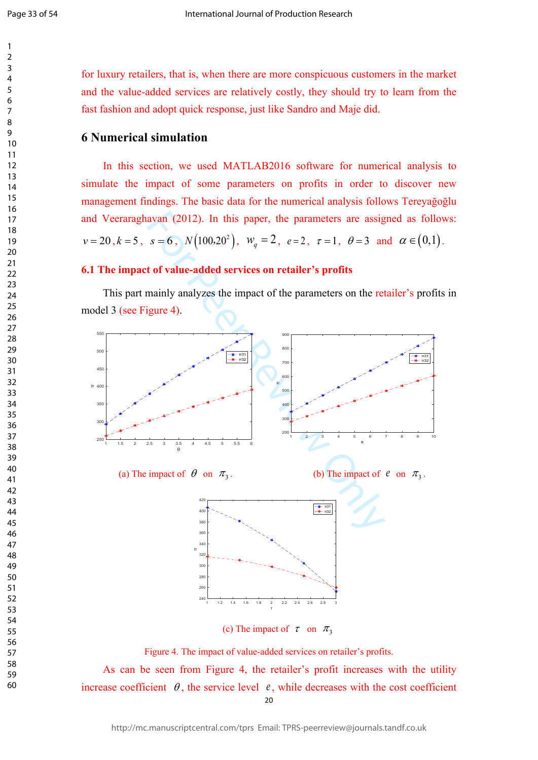for luxury retailers, that is, when there are more conspicuous customers in the market and the value-added services are relatively costly, they should try to learn from the fast fashion and adopt quick response, just like Sandro and Maje did.

## 6 Numerical simulation

In this section, we used MATLAB2016 software for numerical analysis to simulate the impact of some parameters on profits in order to discover new management findings. The basic data for the numerical analysis follows Tereyağoğlu and Veeraraghavan (2012). In this paper, the parameters are assigned as follows: $v=20$, $k=5$, $s=6$, $N\left(100,20^2\right)$, $w_q=2$, $e=2$, $\tau=1$, $\theta=3$ and $\alpha\in\left(0,1\right)$.

### 6.1 The impact of value-added services on retailer's profits

This part mainly analyzes the impact of the parameters on the retailer's profits in model 3 (see Figure 4).

(a) The impact of $\theta$ on $\pi_3$.

(b) The impact of $e$ on $\pi_3$.

(c) The impact of $\tau$ on $\pi_3$

Figure 4. The impact of value-added services on retailer's profits.

As can be seen from Figure 4, the retailer's profit increases with the utility increase coefficient $\theta$, the service level $e$, while decreases with the cost coefficient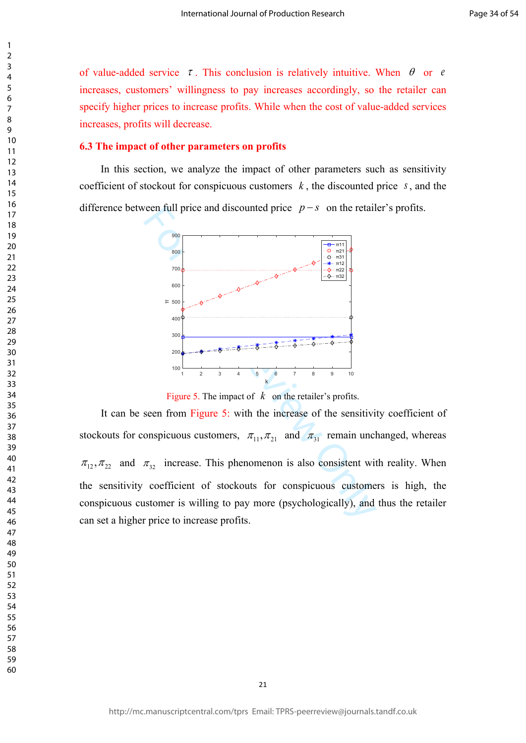of value-added service $\tau$. This conclusion is relatively intuitive. When $\theta$ or $e$ increases, customers' willingness to pay increases accordingly, so the retailer can specify higher prices to increase profits. While when the cost of value-added services increases, profits will decrease.

### 6.3 The impact of other parameters on profits

In this section, we analyze the impact of other parameters such as sensitivity coefficient of stockout for conspicuous customers $k$, the discounted price $s$, and the difference between full price and discounted price $p-s$ on the retailer's profits.

Figure 5. The impact of $k$ on the retailer's profits.

It can be seen from Figure 5: with the increase of the sensitivity coefficient of stockouts for conspicuous customers, $\pi_{11}, \pi_{21}$ and $\pi_{31}$ remain unchanged, whereas $\pi_{12}, \pi_{22}$ and $\pi_{32}$ increase. This phenomenon is also consistent with reality. When the sensitivity coefficient of stockouts for conspicuous customers is high, the conspicuous customer is willing to pay more (psychologically), and thus the retailer can set a higher price to increase profits.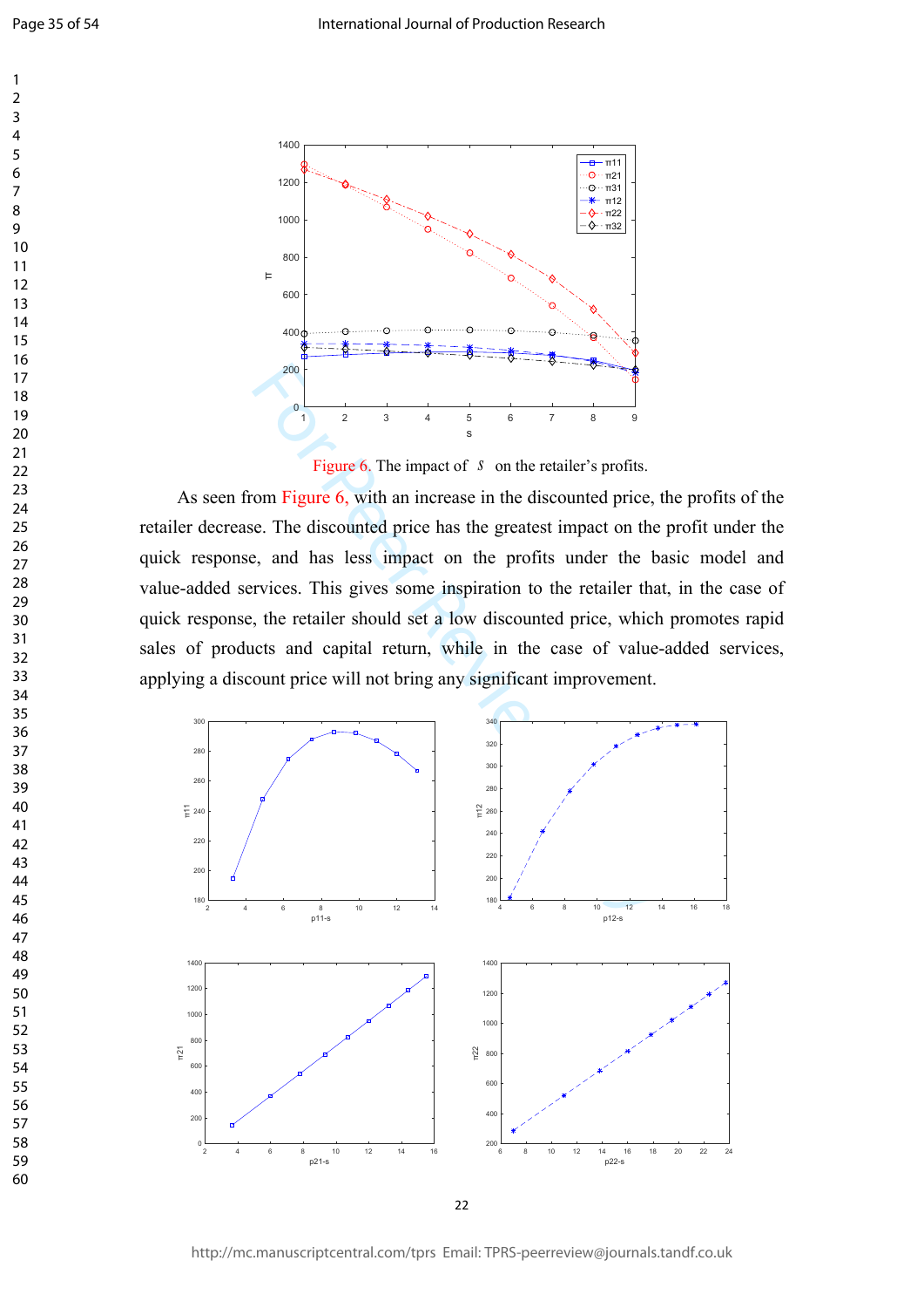Figure 6. The impact of $s$ on the retailer's profits.

As seen from Figure 6, with an increase in the discounted price, the profits of the retailer decrease. The discounted price has the greatest impact on the profit under the quick response, and has less impact on the profits under the basic model and value-added services. This gives some inspiration to the retailer that, in the case of quick response, the retailer should set a low discounted price, which promotes rapid sales of products and capital return, while in the case of value-added services, applying a discount price will not bring any significant improvement.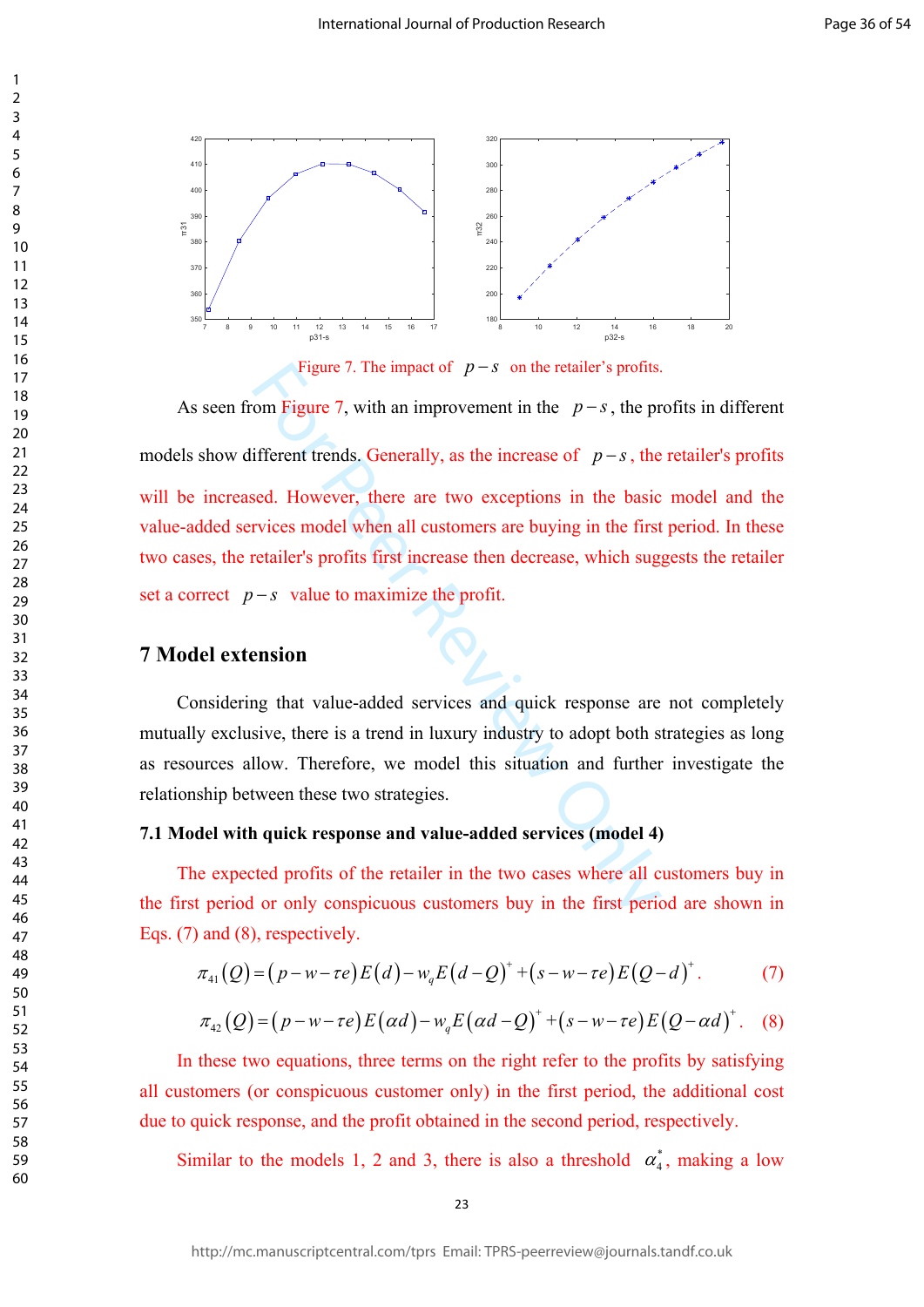Figure 7. The impact of $p-s$ on the retailer's profits.

As seen from Figure 7, with an improvement in the $p-s$, the profits in different models show different trends. Generally, as the increase of $p-s$, the retailer's profits will be increased. However, there are two exceptions in the basic model and the value-added services model when all customers are buying in the first period. In these two cases, the retailer's profits first increase then decrease, which suggests the retailer set a correct $p-s$ value to maximize the profit.

## 7 Model extension

Considering that value-added services and quick response are not completely mutually exclusive, there is a trend in luxury industry to adopt both strategies as long as resources allow. Therefore, we model this situation and further investigate the relationship between these two strategies.

### 7.1 Model with quick response and value-added services (model 4)

The expected profits of the retailer in the two cases where all customers buy in the first period or only conspicuous customers buy in the first period are shown in Eqs. (7) and (8), respectively.

$$\pi_{41}(Q)=(p-w-\tau e)E(d)-w_q E(d-Q)^+ +(s-w-\tau e)E(Q-d)^+. \quad (7)$$

$$\pi_{42}(Q)=(p-w-\tau e)E(\alpha d)-w_q E(\alpha d-Q)^+ +(s-w-\tau e)E(Q-\alpha d)^+. \quad (8)$$

In these two equations, three terms on the right refer to the profits by satisfying all customers (or conspicuous customer only) in the first period, the additional cost due to quick response, and the profit obtained in the second period, respectively.

Similar to the models 1, 2 and 3, there is also a threshold $\alpha_4^*$, making a low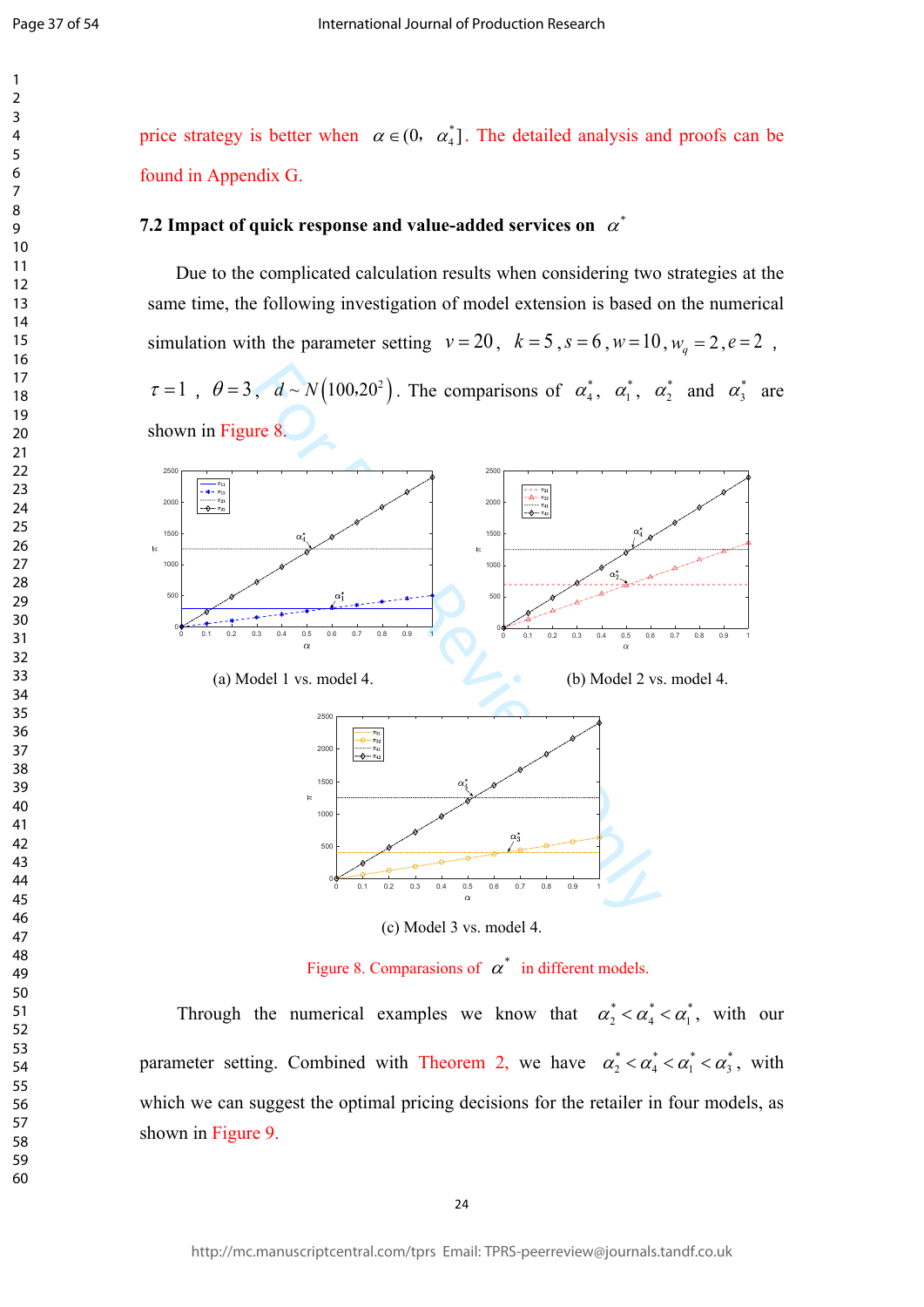price strategy is better when $\alpha \in (0, \alpha_4^*]$. The detailed analysis and proofs can be found in Appendix G.

### 7.2 Impact of quick response and value-added services on $\alpha^*$

Due to the complicated calculation results when considering two strategies at the same time, the following investigation of model extension is based on the numerical simulation with the parameter setting $v = 20$, $k = 5$, $s = 6$, $w = 10$, $w_q = 2$, $e = 2$, $\tau = 1$, $\theta = 3$, $d \sim N(100, 20^2)$. The comparisons of $\alpha_4^*$, $\alpha_1^*$, $\alpha_2^*$ and $\alpha_3^*$ are shown in Figure 8.

(a) Model 1 vs. model 4.

(b) Model 2 vs. model 4.

(c) Model 3 vs. model 4.

Figure 8. Comparasions of $\alpha^*$ in different models.

Through the numerical examples we know that $\alpha_2^* < \alpha_4^* < \alpha_1^*$, with our parameter setting. Combined with Theorem 2, we have $\alpha_2^* < \alpha_4^* < \alpha_1^* < \alpha_3^*$, with which we can suggest the optimal pricing decisions for the retailer in four models, as shown in Figure 9.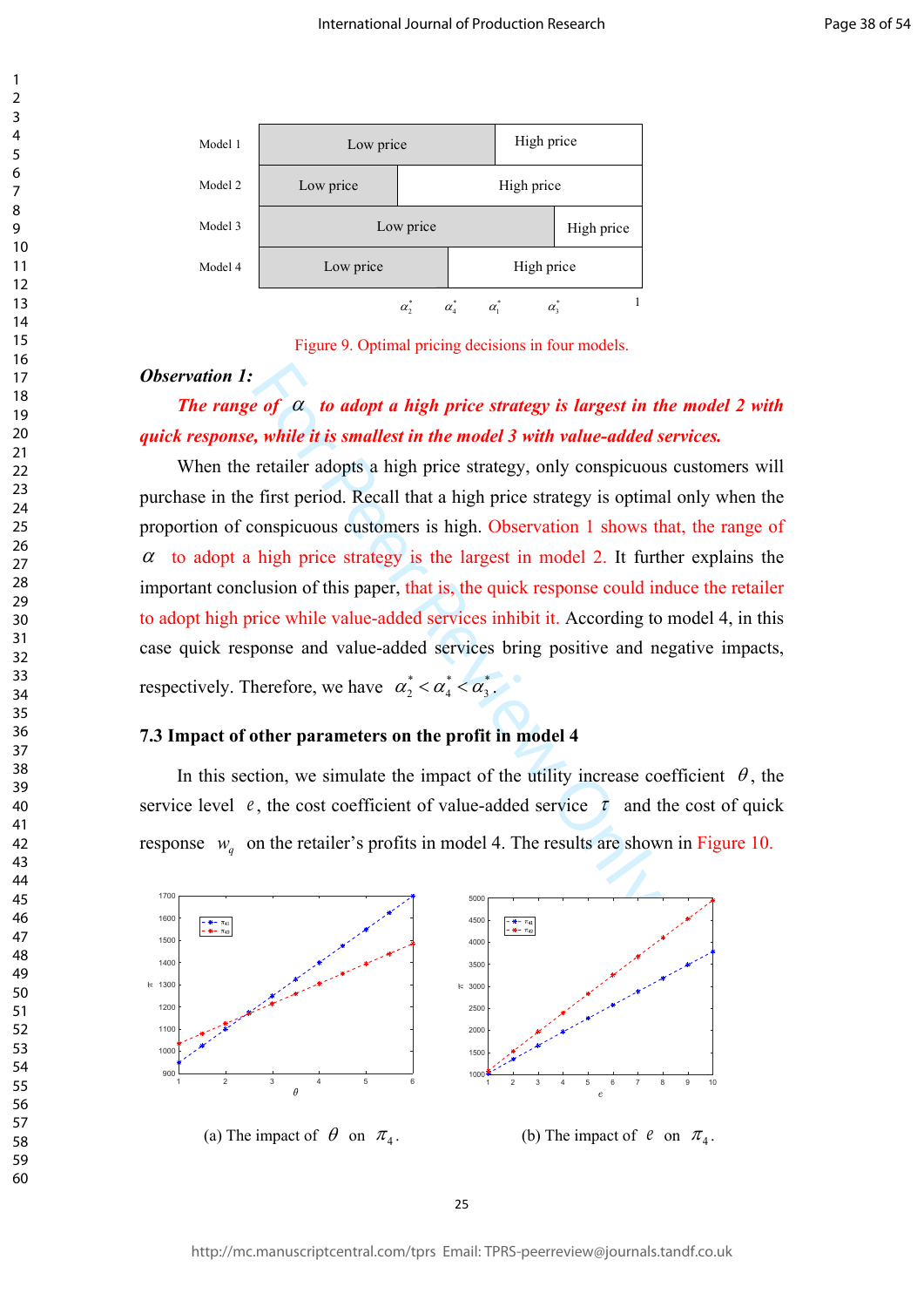| Model 1 | Low price | | High price |
|---|---|---|---|
| Model 2 | Low price | High price | |
| Model 3 | Low price | | High price |
| Model 4 | Low price | High price | |

$\alpha_2^*$ $\alpha_4^*$ $\alpha_1^*$ $\alpha_3^*$ 1

Figure 9. Optimal pricing decisions in four models.

***Observation 1:***

***The range of $\alpha$ to adopt a high price strategy is largest in the model 2 with quick response, while it is smallest in the model 3 with value-added services.***

When the retailer adopts a high price strategy, only conspicuous customers will purchase in the first period. Recall that a high price strategy is optimal only when the proportion of conspicuous customers is high. Observation 1 shows that, the range of $\alpha$ to adopt a high price strategy is the largest in model 2. It further explains the important conclusion of this paper, that is, the quick response could induce the retailer to adopt high price while value-added services inhibit it. According to model 4, in this case quick response and value-added services bring positive and negative impacts, respectively. Therefore, we have $\alpha_2^* < \alpha_4^* < \alpha_3^*$.

### 7.3 Impact of other parameters on the profit in model 4

In this section, we simulate the impact of the utility increase coefficient $\theta$, the service level $e$, the cost coefficient of value-added service $\tau$ and the cost of quick response $w_q$ on the retailer's profits in model 4. The results are shown in Figure 10.

(a) The impact of $\theta$ on $\pi_4$.

(b) The impact of $e$ on $\pi_4$.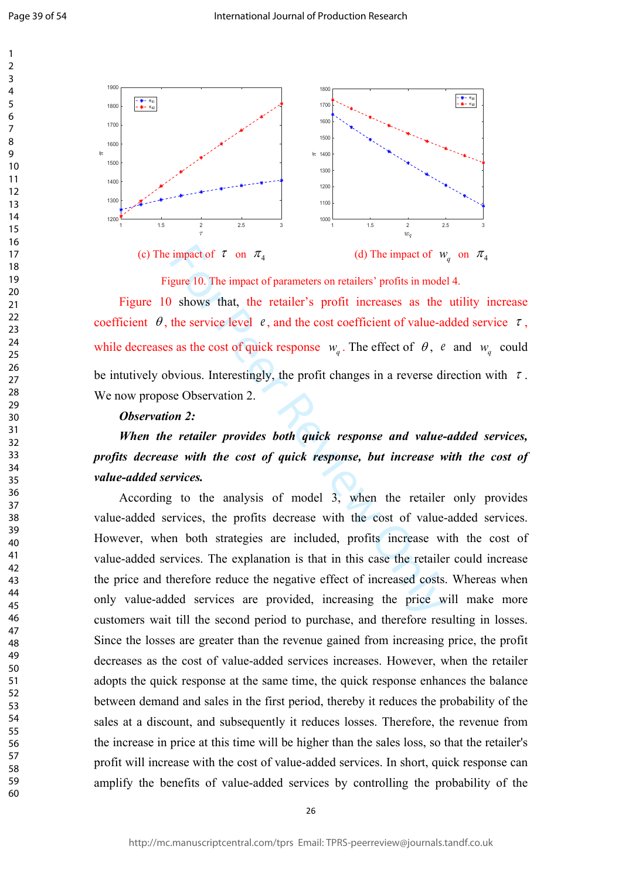(c) The impact of $\tau$ on $\pi_4$

(d) The impact of $w_q$ on $\pi_4$

Figure 10. The impact of parameters on retailers' profits in model 4.

Figure 10 shows that, the retailer's profit increases as the utility increase coefficient $\theta$, the service level $e$, and the cost coefficient of value-added service $\tau$, while decreases as the cost of quick response $w_q$. The effect of $\theta$, $e$ and $w_q$ could be intuitively obvious. Interestingly, the profit changes in a reverse direction with $\tau$. We now propose Observation 2.

***Observation 2:***

***When the retailer provides both quick response and value-added services, profits decrease with the cost of quick response, but increase with the cost of value-added services.***

According to the analysis of model 3, when the retailer only provides value-added services, the profits decrease with the cost of value-added services. However, when both strategies are included, profits increase with the cost of value-added services. The explanation is that in this case the retailer could increase the price and therefore reduce the negative effect of increased costs. Whereas when only value-added services are provided, increasing the price will make more customers wait till the second period to purchase, and therefore resulting in losses. Since the losses are greater than the revenue gained from increasing price, the profit decreases as the cost of value-added services increases. However, when the retailer adopts the quick response at the same time, the quick response enhances the balance between demand and sales in the first period, thereby it reduces the probability of the sales at a discount, and subsequently it reduces losses. Therefore, the revenue from the increase in price at this time will be higher than the sales loss, so that the retailer's profit will increase with the cost of value-added services. In short, quick response can amplify the benefits of value-added services by controlling the probability of the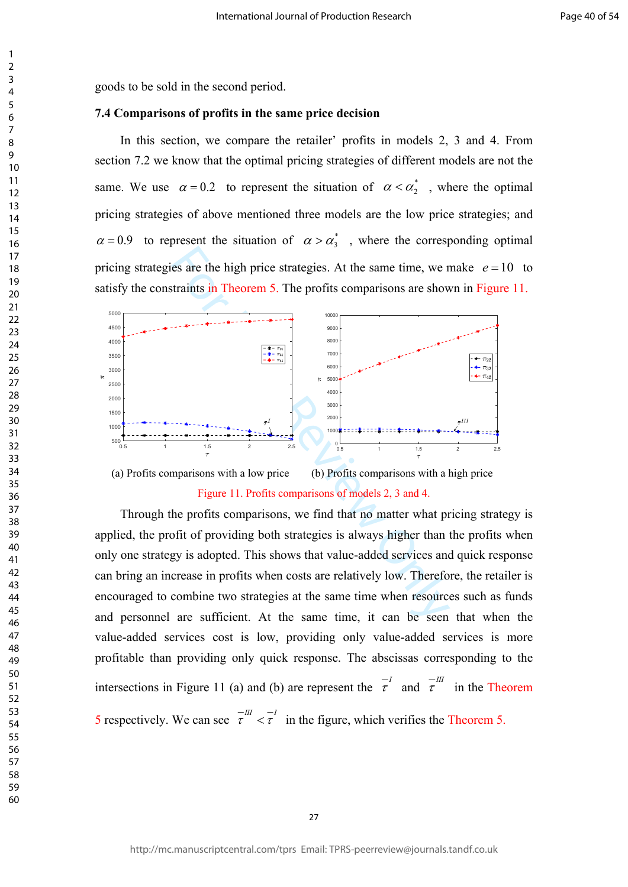goods to be sold in the second period.

### 7.4 Comparisons of profits in the same price decision

In this section, we compare the retailer' profits in models 2, 3 and 4. From section 7.2 we know that the optimal pricing strategies of different models are not the same. We use $\alpha = 0.2$ to represent the situation of $\alpha < \alpha_2^*$, where the optimal pricing strategies of above mentioned three models are the low price strategies; and $\alpha = 0.9$ to represent the situation of $\alpha > \alpha_3^*$, where the corresponding optimal pricing strategies are the high price strategies. At the same time, we make $e = 10$ to satisfy the constraints in Theorem 5. The profits comparisons are shown in Figure 11.

(a) Profits comparisons with a low price (b) Profits comparisons with a high price

Figure 11. Profits comparisons of models 2, 3 and 4.

Through the profits comparisons, we find that no matter what pricing strategy is applied, the profit of providing both strategies is always higher than the profits when only one strategy is adopted. This shows that value-added services and quick response can bring an increase in profits when costs are relatively low. Therefore, the retailer is encouraged to combine two strategies at the same time when resources such as funds and personnel are sufficient. At the same time, it can be seen that when the value-added services cost is low, providing only value-added services is more profitable than providing only quick response. The abscissas corresponding to the intersections in Figure 11 (a) and (b) are represent the $\bar{\tau}^{I}$ and $\bar{\tau}^{III}$ in the Theorem 5 respectively. We can see $\bar{\tau}^{III} < \bar{\tau}^{I}$ in the figure, which verifies the Theorem 5.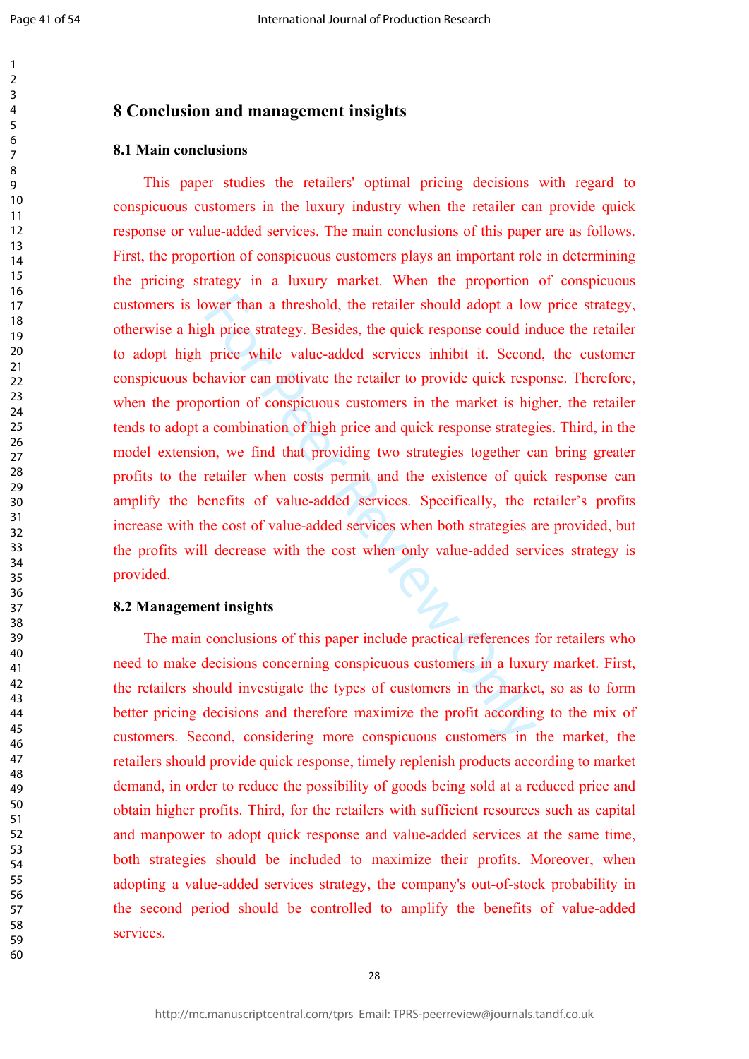# 8 Conclusion and management insights

## 8.1 Main conclusions

This paper studies the retailers' optimal pricing decisions with regard to conspicuous customers in the luxury industry when the retailer can provide quick response or value-added services. The main conclusions of this paper are as follows. First, the proportion of conspicuous customers plays an important role in determining the pricing strategy in a luxury market. When the proportion of conspicuous customers is lower than a threshold, the retailer should adopt a low price strategy, otherwise a high price strategy. Besides, the quick response could induce the retailer to adopt high price while value-added services inhibit it. Second, the customer conspicuous behavior can motivate the retailer to provide quick response. Therefore, when the proportion of conspicuous customers in the market is higher, the retailer tends to adopt a combination of high price and quick response strategies. Third, in the model extension, we find that providing two strategies together can bring greater profits to the retailer when costs permit and the existence of quick response can amplify the benefits of value-added services. Specifically, the retailer's profits increase with the cost of value-added services when both strategies are provided, but the profits will decrease with the cost when only value-added services strategy is provided.

## 8.2 Management insights

The main conclusions of this paper include practical references for retailers who need to make decisions concerning conspicuous customers in a luxury market. First, the retailers should investigate the types of customers in the market, so as to form better pricing decisions and therefore maximize the profit according to the mix of customers. Second, considering more conspicuous customers in the market, the retailers should provide quick response, timely replenish products according to market demand, in order to reduce the possibility of goods being sold at a reduced price and obtain higher profits. Third, for the retailers with sufficient resources such as capital and manpower to adopt quick response and value-added services at the same time, both strategies should be included to maximize their profits. Moreover, when adopting a value-added services strategy, the company's out-of-stock probability in the second period should be controlled to amplify the benefits of value-added services.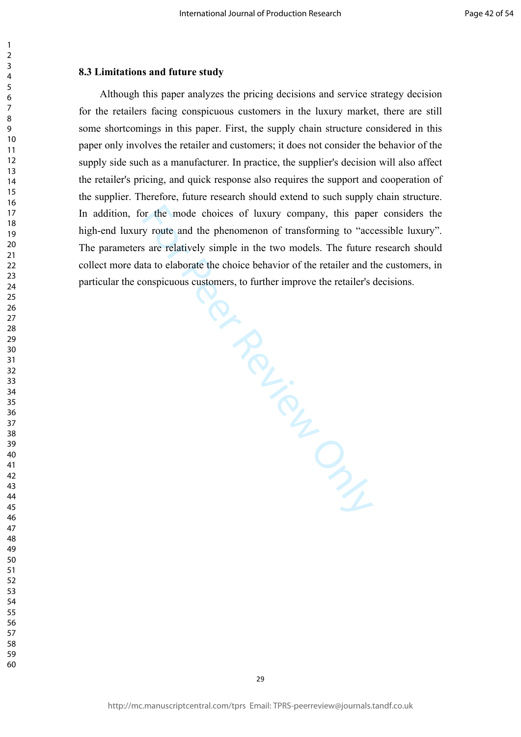### 8.3 Limitations and future study

Although this paper analyzes the pricing decisions and service strategy decision for the retailers facing conspicuous customers in the luxury market, there are still some shortcomings in this paper. First, the supply chain structure considered in this paper only involves the retailer and customers; it does not consider the behavior of the supply side such as a manufacturer. In practice, the supplier's decision will also affect the retailer's pricing, and quick response also requires the support and cooperation of the supplier. Therefore, future research should extend to such supply chain structure. In addition, for the mode choices of luxury company, this paper considers the high-end luxury route and the phenomenon of transforming to "accessible luxury". The parameters are relatively simple in the two models. The future research should collect more data to elaborate the choice behavior of the retailer and the customers, in particular the conspicuous customers, to further improve the retailer's decisions.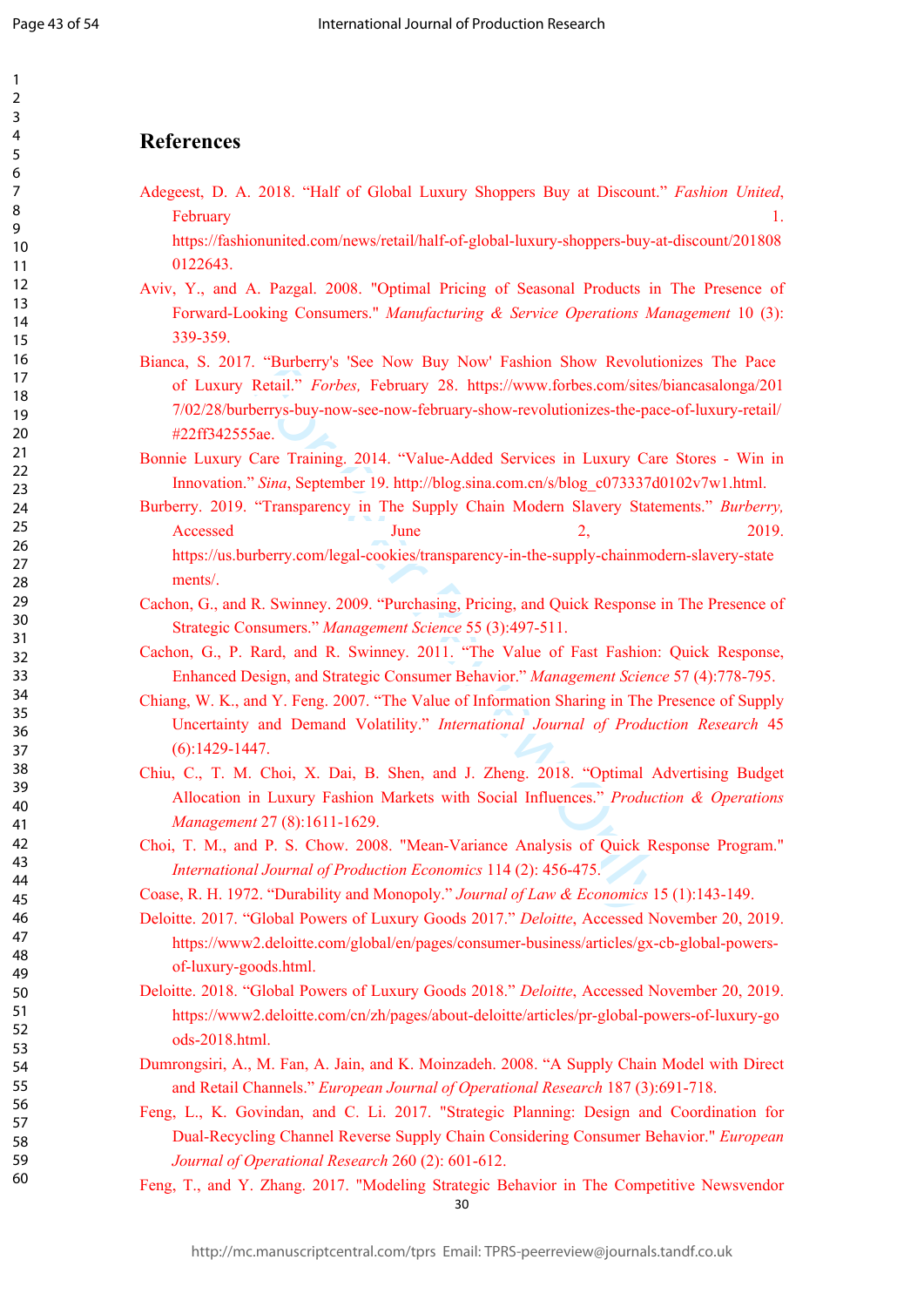## References

Adegeest, D. A. 2018. "Half of Global Luxury Shoppers Buy at Discount." *Fashion United*, February 1. https://fashionunited.com/news/retail/half-of-global-luxury-shoppers-buy-at-discount/2018080122643.

Aviv, Y., and A. Pazgal. 2008. "Optimal Pricing of Seasonal Products in The Presence of Forward-Looking Consumers." *Manufacturing & Service Operations Management* 10 (3): 339-359.

Bianca, S. 2017. "Burberry's 'See Now Buy Now' Fashion Show Revolutionizes The Pace of Luxury Retail." *Forbes,* February 28. https://www.forbes.com/sites/biancasalonga/2017/02/28/burberrys-buy-now-see-now-february-show-revolutionizes-the-pace-of-luxury-retail/#22ff342555ae.

Bonnie Luxury Care Training. 2014. "Value-Added Services in Luxury Care Stores - Win in Innovation." *Sina*, September 19. http://blog.sina.com.cn/s/blog_c073337d0102v7w1.html.

Burberry. 2019. "Transparency in The Supply Chain Modern Slavery Statements." *Burberry,* Accessed June 2, 2019. https://us.burberry.com/legal-cookies/transparency-in-the-supply-chainmodern-slavery-statements/.

Cachon, G., and R. Swinney. 2009. "Purchasing, Pricing, and Quick Response in The Presence of Strategic Consumers." *Management Science* 55 (3):497-511.

Cachon, G., P. Rard, and R. Swinney. 2011. "The Value of Fast Fashion: Quick Response, Enhanced Design, and Strategic Consumer Behavior." *Management Science* 57 (4):778-795.

Chiang, W. K., and Y. Feng. 2007. "The Value of Information Sharing in The Presence of Supply Uncertainty and Demand Volatility." *International Journal of Production Research* 45 (6):1429-1447.

Chiu, C., T. M. Choi, X. Dai, B. Shen, and J. Zheng. 2018. "Optimal Advertising Budget Allocation in Luxury Fashion Markets with Social Influences." *Production & Operations Management* 27 (8):1611-1629.

Choi, T. M., and P. S. Chow. 2008. "Mean-Variance Analysis of Quick Response Program." *International Journal of Production Economics* 114 (2): 456-475.

Coase, R. H. 1972. "Durability and Monopoly." *Journal of Law & Economics* 15 (1):143-149.

Deloitte. 2017. "Global Powers of Luxury Goods 2017." *Deloitte*, Accessed November 20, 2019. https://www2.deloitte.com/global/en/pages/consumer-business/articles/gx-cb-global-powers-of-luxury-goods.html.

Deloitte. 2018. "Global Powers of Luxury Goods 2018." *Deloitte*, Accessed November 20, 2019. https://www2.deloitte.com/cn/zh/pages/about-deloitte/articles/pr-global-powers-of-luxury-goods-2018.html.

Dumrongsiri, A., M. Fan, A. Jain, and K. Moinzadeh. 2008. "A Supply Chain Model with Direct and Retail Channels." *European Journal of Operational Research* 187 (3):691-718.

Feng, L., K. Govindan, and C. Li. 2017. "Strategic Planning: Design and Coordination for Dual-Recycling Channel Reverse Supply Chain Considering Consumer Behavior." *European Journal of Operational Research* 260 (2): 601-612.

Feng, T., and Y. Zhang. 2017. "Modeling Strategic Behavior in The Competitive Newsvendor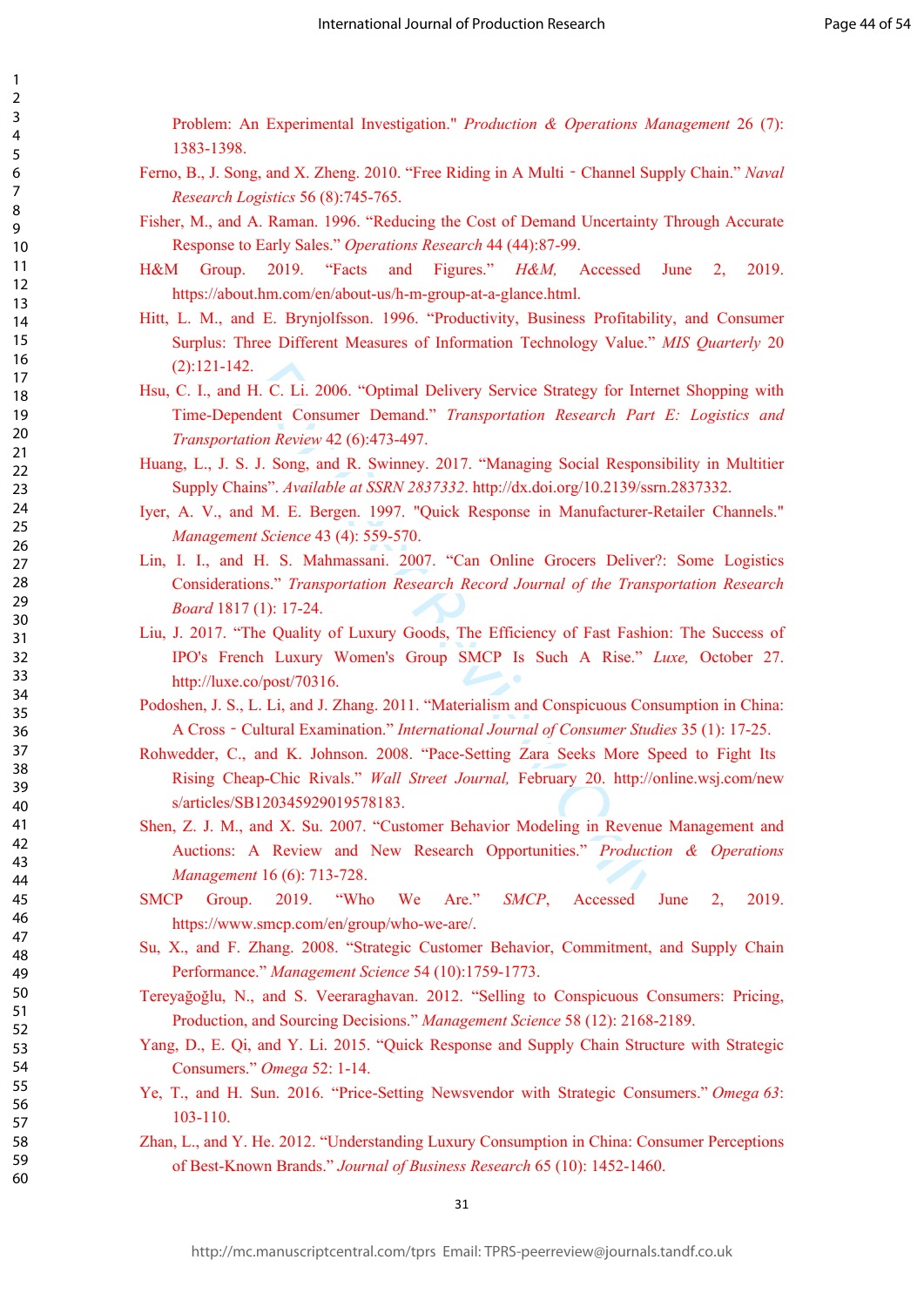Problem: An Experimental Investigation." *Production & Operations Management* 26 (7): 1383-1398.

Ferno, B., J. Song, and X. Zheng. 2010. "Free Riding in A Multi‐Channel Supply Chain." *Naval Research Logistics* 56 (8):745-765.

Fisher, M., and A. Raman. 1996. "Reducing the Cost of Demand Uncertainty Through Accurate Response to Early Sales." *Operations Research* 44 (44):87-99.

H&M Group. 2019. "Facts and Figures." *H&M,* Accessed June 2, 2019. https://about.hm.com/en/about-us/h-m-group-at-a-glance.html.

Hitt, L. M., and E. Brynjolfsson. 1996. "Productivity, Business Profitability, and Consumer Surplus: Three Different Measures of Information Technology Value." *MIS Quarterly* 20 (2):121-142.

Hsu, C. I., and H. C. Li. 2006. "Optimal Delivery Service Strategy for Internet Shopping with Time-Dependent Consumer Demand." *Transportation Research Part E: Logistics and Transportation Review* 42 (6):473-497.

Huang, L., J. S. J. Song, and R. Swinney. 2017. "Managing Social Responsibility in Multitier Supply Chains". *Available at SSRN 2837332*. http://dx.doi.org/10.2139/ssrn.2837332.

Iyer, A. V., and M. E. Bergen. 1997. "Quick Response in Manufacturer-Retailer Channels." *Management Science* 43 (4): 559-570.

Lin, I. I., and H. S. Mahmassani. 2007. "Can Online Grocers Deliver?: Some Logistics Considerations." *Transportation Research Record Journal of the Transportation Research Board* 1817 (1): 17-24.

Liu, J. 2017. "The Quality of Luxury Goods, The Efficiency of Fast Fashion: The Success of IPO's French Luxury Women's Group SMCP Is Such A Rise." *Luxe,* October 27. http://luxe.co/post/70316.

Podoshen, J. S., L. Li, and J. Zhang. 2011. "Materialism and Conspicuous Consumption in China: A Cross‐Cultural Examination." *International Journal of Consumer Studies* 35 (1): 17-25.

Rohwedder, C., and K. Johnson. 2008. "Pace-Setting Zara Seeks More Speed to Fight Its Rising Cheap-Chic Rivals." *Wall Street Journal,* February 20. http://online.wsj.com/news/articles/SB120345929019578183.

Shen, Z. J. M., and X. Su. 2007. "Customer Behavior Modeling in Revenue Management and Auctions: A Review and New Research Opportunities." *Production & Operations Management* 16 (6): 713-728.

SMCP Group. 2019. "Who We Are." *SMCP*, Accessed June 2, 2019. https://www.smcp.com/en/group/who-we-are/.

Su, X., and F. Zhang. 2008. "Strategic Customer Behavior, Commitment, and Supply Chain Performance." *Management Science* 54 (10):1759-1773.

Tereyağoğlu, N., and S. Veeraraghavan. 2012. "Selling to Conspicuous Consumers: Pricing, Production, and Sourcing Decisions." *Management Science* 58 (12): 2168-2189.

Yang, D., E. Qi, and Y. Li. 2015. "Quick Response and Supply Chain Structure with Strategic Consumers." *Omega* 52: 1-14.

Ye, T., and H. Sun. 2016. "Price-Setting Newsvendor with Strategic Consumers." *Omega 63*: 103-110.

Zhan, L., and Y. He. 2012. "Understanding Luxury Consumption in China: Consumer Perceptions of Best-Known Brands." *Journal of Business Research* 65 (10): 1452-1460.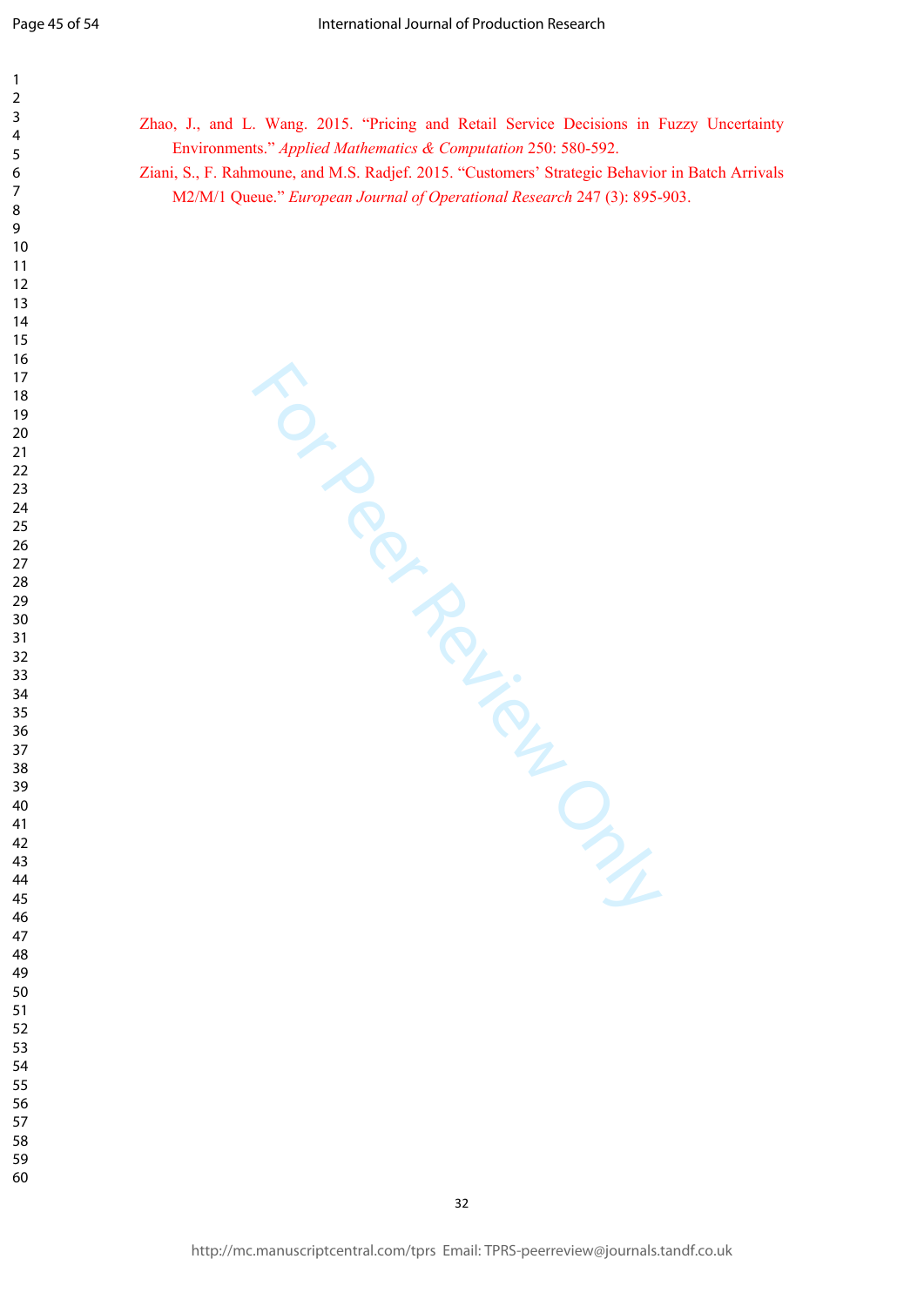Zhao, J., and L. Wang. 2015. “Pricing and Retail Service Decisions in Fuzzy Uncertainty Environments.” *Applied Mathematics & Computation* 250: 580-592.

Ziani, S., F. Rahmoune, and M.S. Radjef. 2015. “Customers’ Strategic Behavior in Batch Arrivals M2/M/1 Queue.” *European Journal of Operational Research* 247 (3): 895-903.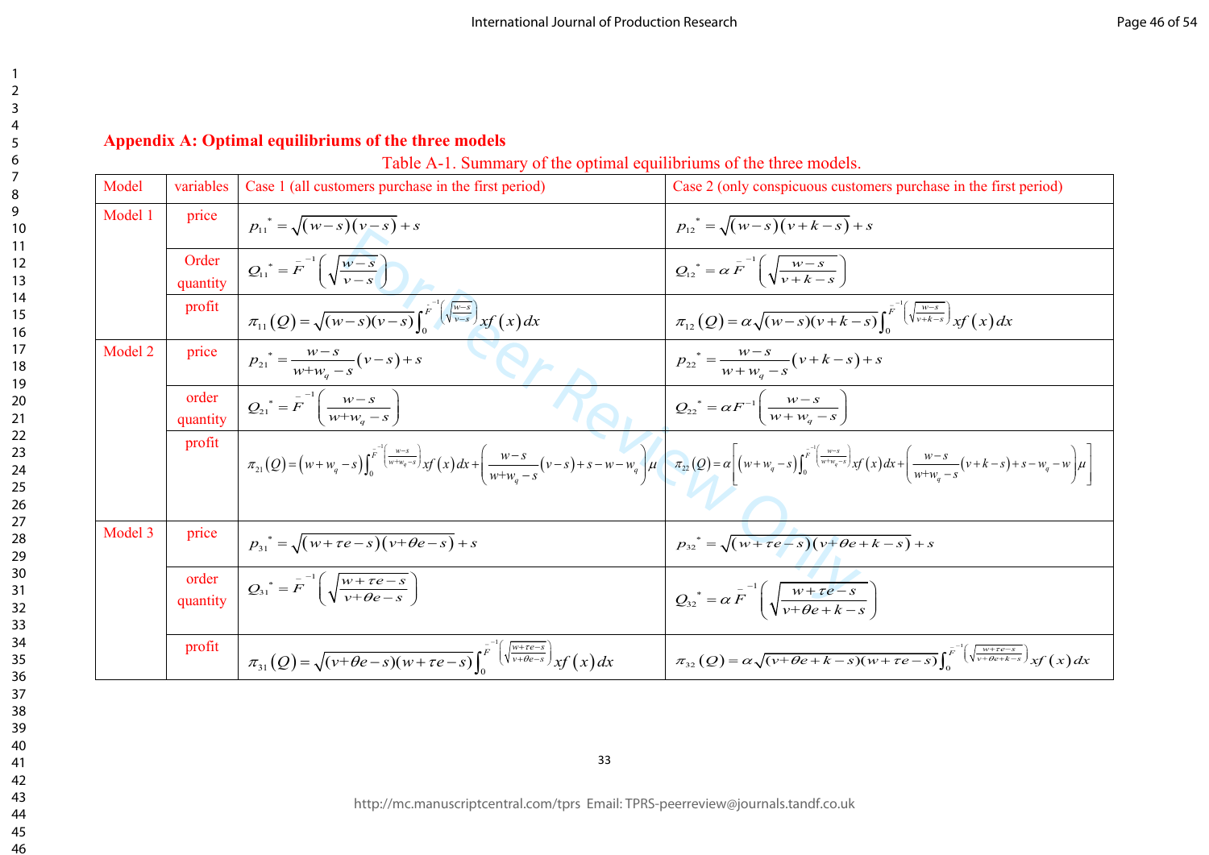## Appendix A: Optimal equilibriums of the three models

Table A-1. Summary of the optimal equilibriums of the three models.

| Model | variables | Case 1 (all customers purchase in the first period) | Case 2 (only conspicuous customers purchase in the first period) |
|---|---|---|---|
| Model 1 | price | $p_{11}^* = \sqrt{(w-s)(v-s)} + s$ | $p_{12}^* = \sqrt{(w-s)(v+k-s)} + s$ |
| | Order quantity | $Q_{11}^* = \bar{F}^{-1}\left(\sqrt{\frac{w-s}{v-s}}\right)$ | $Q_{12}^* = \alpha \bar{F}^{-1}\left(\sqrt{\frac{w-s}{v+k-s}}\right)$ |
| | profit | $\pi_{11}(Q) = \sqrt{(w-s)(v-s)}\int_0^{\bar{F}^{-1}\left(\sqrt{\frac{w-s}{v-s}}\right)} xf(x)dx$ | $\pi_{12}(Q) = \alpha\sqrt{(w-s)(v+k-s)}\int_0^{\bar{F}^{-1}\left(\sqrt{\frac{w-s}{v+k-s}}\right)} xf(x)dx$ |
| Model 2 | price | $p_{21}^* = \frac{w-s}{w+w_q-s}(v-s)+s$ | $p_{22}^* = \frac{w-s}{w+w_q-s}(v+k-s)+s$ |
| | order quantity | $Q_{21}^* = \bar{F}^{-1}\left(\frac{w-s}{w+w_q-s}\right)$ | $Q_{22}^* = \alpha F^{-1}\left(\frac{w-s}{w+w_q-s}\right)$ |
| | profit | $\pi_{21}(Q) = (w+w_q-s)\int_0^{\bar{F}^{-1}\left(\frac{w-s}{w+w_q-s}\right)} xf(x)dx + \left(\frac{w-s}{w+w_q-s}(v-s)+s-w-w_q\right)\mu$ | $\pi_{22}(Q) = \alpha\left[(w+w_q-s)\int_0^{\bar{F}^{-1}\left(\frac{w-s}{w+w_q-s}\right)} xf(x)dx + \left(\frac{w-s}{w+w_q-s}(v+k-s)+s-w_q-w\right)\mu\right]$ |
| Model 3 | price | $p_{31}^* = \sqrt{(w+\tau e-s)(v+\theta e-s)} + s$ | $p_{32}^* = \sqrt{(w+\tau e-s)(v+\theta e+k-s)} + s$ |
| | order quantity | $Q_{31}^* = \bar{F}^{-1}\left(\sqrt{\frac{w+\tau e-s}{v+\theta e-s}}\right)$ | $Q_{32}^* = \alpha \bar{F}^{-1}\left(\sqrt{\frac{w+\tau e-s}{v+\theta e+k-s}}\right)$ |
| | profit | $\pi_{31}(Q) = \sqrt{(v+\theta e-s)(w+\tau e-s)}\int_0^{\bar{F}^{-1}\left(\sqrt{\frac{w+\tau e-s}{v+\theta e-s}}\right)} xf(x)dx$ | $\pi_{32}(Q) = \alpha\sqrt{(v+\theta e+k-s)(w+\tau e-s)}\int_0^{\bar{F}^{-1}\left(\sqrt{\frac{w+\tau e-s}{v+\theta e+k-s}}\right)} xf(x)dx$ |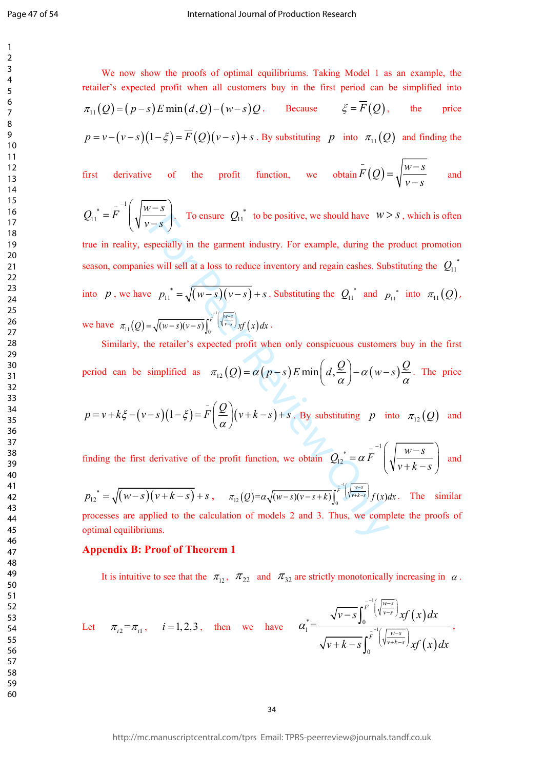We now show the proofs of optimal equilibriums. Taking Model 1 as an example, the retailer's expected profit when all customers buy in the first period can be simplified into $\pi_{11}(Q)=(p-s)E\min(d,Q)-(w-s)Q$. Because $\xi=\overline{F}(Q)$, the price $p=v-(v-s)(1-\xi)=\overline{F}(Q)(v-s)+s$. By substituting $p$ into $\pi_{11}(Q)$ and finding the first derivative of the profit function, we obtain $\overline{F}(Q)=\sqrt{\frac{w-s}{v-s}}$ and $Q_{11}^{*}=\overline{F}^{-1}\left(\sqrt{\frac{w-s}{v-s}}\right)$. To ensure $Q_{11}^{*}$ to be positive, we should have $w>s$, which is often true in reality, especially in the garment industry. For example, during the product promotion season, companies will sell at a loss to reduce inventory and regain cashes. Substituting the $Q_{11}^{*}$ into $p$, we have $p_{11}^{*}=\sqrt{(w-s)(v-s)}+s$. Substituting the $Q_{11}^{*}$ and $p_{11}^{*}$ into $\pi_{11}(Q)$, we have $\pi_{11}(Q)=\sqrt{(w-s)(v-s)}\int_{0}^{\overline{F}^{-1}\left(\sqrt{\frac{w-s}{v-s}}\right)}xf(x)dx$.

Similarly, the retailer's expected profit when only conspicuous customers buy in the first period can be simplified as $\pi_{12}(Q)=\alpha(p-s)E\min\left(d,\frac{Q}{\alpha}\right)-\alpha(w-s)\frac{Q}{\alpha}$. The price $p=v+k\xi-(v-s)(1-\xi)=\overline{F}\left(\frac{Q}{\alpha}\right)(v+k-s)+s$. By substituting $p$ into $\pi_{12}(Q)$ and finding the first derivative of the profit function, we obtain $Q_{12}^{*}=\alpha\overline{F}^{-1}\left(\sqrt{\frac{w-s}{v+k-s}}\right)$ and $p_{12}^{*}=\sqrt{(w-s)(v+k-s)}+s$, $\pi_{12}(Q)=\alpha\sqrt{(w-s)(v-s+k)}\int_{0}^{\overline{F}^{-1}\left(\sqrt{\frac{w-s}{v+k-s}}\right)}f(x)dx$. The similar processes are applied to the calculation of models 2 and 3. Thus, we complete the proofs of optimal equilibriums.

## Appendix B: Proof of Theorem 1

It is intuitive to see that the $\pi_{12}$, $\pi_{22}$ and $\pi_{32}$ are strictly monotonically increasing in $\alpha$.

Let $\pi_{i2}=\pi_{i1}$, $i=1,2,3$, then we have $\alpha_{1}^{*}=\dfrac{\sqrt{v-s}\int_{0}^{\overline{F}^{-1}\left(\sqrt{\frac{w-s}{v-s}}\right)}xf(x)dx}{\sqrt{v+k-s}\int_{0}^{\overline{F}^{-1}\left(\sqrt{\frac{w-s}{v+k-s}}\right)}xf(x)dx}$,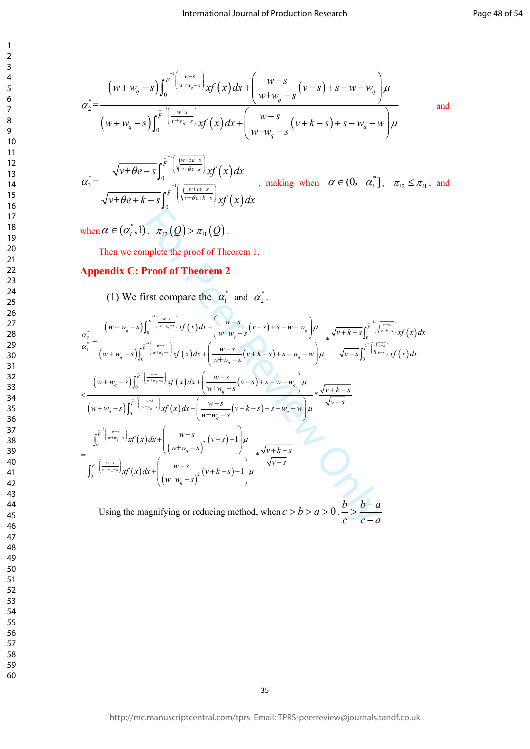$$\alpha_2^* = \frac{\left(w+w_q-s\right)\int_0^{\bar{F}^{-1}\left(\frac{w-s}{w+w_q-s}\right)} xf\left(x\right)dx + \left(\frac{w-s}{w+w_q-s}\left(v-s\right)+s-w-w_q\right)\mu}{\left(w+w_q-s\right)\int_0^{\bar{F}^{-1}\left(\frac{w-s}{w+w_q-s}\right)} xf\left(x\right)dx + \left(\frac{w-s}{w+w_q-s}\left(v+k-s\right)+s-w_q-w\right)\mu}$$ and

$$\alpha_3^* = \frac{\sqrt{v+\theta e-s}\int_0^{\bar{F}^{-1}\left(\sqrt{\frac{w+\tau e-s}{v+\theta e-s}}\right)} xf\left(x\right)dx}{\sqrt{v+\theta e+k-s}\int_0^{\bar{F}^{-1}\left(\sqrt{\frac{w+\tau e-s}{v+\theta e+k-s}}\right)} xf\left(x\right)dx},$$ making when $\alpha \in (0, \ \alpha_i^*]$, $\pi_{i2} \le \pi_{i1}$; and when $\alpha \in (\alpha_i^*,1)$, $\pi_{i2}\left(Q\right) > \pi_{i1}\left(Q\right)$.

Then we complete the proof of Theorem 1.

## Appendix C: Proof of Theorem 2

(1) We first compare the $\alpha_1^*$ and $\alpha_2^*$.

$$\frac{\alpha_2^*}{\alpha_1^*} = \frac{\left(w+w_q-s\right)\int_0^{\bar{F}^{-1}\left(\frac{w-s}{w+w_q-s}\right)} xf\left(x\right)dx + \left(\frac{w-s}{w+w_q-s}\left(v-s\right)+s-w-w_q\right)\mu}{\left(w+w_q-s\right)\int_0^{\bar{F}^{-1}\left(\frac{w-s}{w+w_q-s}\right)} xf\left(x\right)dx + \left(\frac{w-s}{w+w_q-s}\left(v+k-s\right)+s-w_q-w\right)\mu} * \frac{\sqrt{v+k-s}\int_0^{\bar{F}^{-1}\left(\sqrt{\frac{w-s}{v+k-s}}\right)} xf\left(x\right)dx}{\sqrt{v-s}\int_0^{\bar{F}^{-1}\left(\sqrt{\frac{w-s}{v-s}}\right)} xf\left(x\right)dx}$$

$$< \frac{\left(w+w_q-s\right)\int_0^{\bar{F}^{-1}\left(\frac{w-s}{w+w_q-s}\right)} xf\left(x\right)dx + \left(\frac{w-s}{w+w_q-s}\left(v-s\right)+s-w-w_q\right)\mu}{\left(w+w_q-s\right)\int_0^{\bar{F}^{-1}\left(\frac{w-s}{w+w_q-s}\right)} xf\left(x\right)dx + \left(\frac{w-s}{w+w_q-s}\left(v+k-s\right)+s-w_q-w\right)\mu} * \frac{\sqrt{v+k-s}}{\sqrt{v-s}}$$

$$= \frac{\int_0^{\bar{F}^{-1}\left(\frac{w-s}{w+w_q-s}\right)} xf\left(x\right)dx + \left(\frac{w-s}{\left(w+w_q-s\right)^2}\left(v-s\right)-1\right)\mu}{\int_0^{\bar{F}^{-1}\left(\frac{w-s}{w+w_q-s}\right)} xf\left(x\right)dx + \left(\frac{w-s}{\left(w+w_q-s\right)^2}\left(v+k-s\right)-1\right)\mu} * \frac{\sqrt{v+k-s}}{\sqrt{v-s}}$$

Using the magnifying or reducing method, when $c > b > a > 0$, $\frac{b}{c} > \frac{b-a}{c-a}$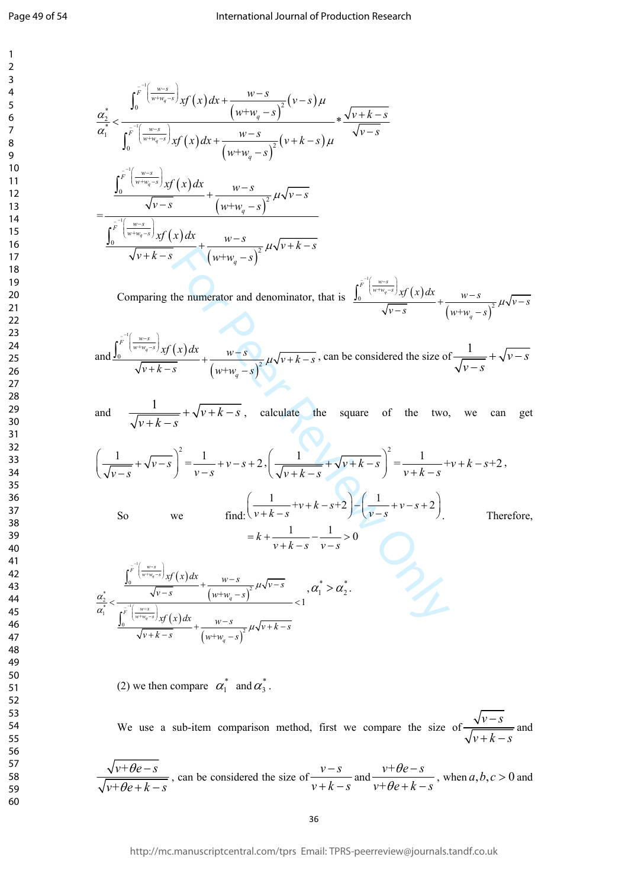$$\frac{\alpha_2^*}{\alpha_1^*} < \frac{\int_0^{F^{-1}\left(\frac{w-s}{w+w_q-s}\right)} xf(x)dx + \frac{w-s}{(w+w_q-s)^2}(v-s)\mu}{\int_0^{F^{-1}\left(\frac{w-s}{w+w_q-s}\right)} xf(x)dx + \frac{w-s}{(w+w_q-s)^2}(v+k-s)\mu} * \frac{\sqrt{v+k-s}}{\sqrt{v-s}}$$

$$= \frac{\frac{\int_0^{F^{-1}\left(\frac{w-s}{w+w_q-s}\right)} xf(x)dx}{\sqrt{v-s}} + \frac{w-s}{(w+w_q-s)^2}\mu\sqrt{v-s}}{\frac{\int_0^{F^{-1}\left(\frac{w-s}{w+w_q-s}\right)} xf(x)dx}{\sqrt{v+k-s}} + \frac{w-s}{(w+w_q-s)^2}\mu\sqrt{v+k-s}}$$

Comparing the numerator and denominator, that is $\frac{\int_0^{F^{-1}\left(\frac{w-s}{w+w_q-s}\right)} xf(x)dx}{\sqrt{v-s}} + \frac{w-s}{(w+w_q-s)^2}\mu\sqrt{v-s}$ and $\frac{\int_0^{F^{-1}\left(\frac{w-s}{w+w_q-s}\right)} xf(x)dx}{\sqrt{v+k-s}} + \frac{w-s}{(w+w_q-s)^2}\mu\sqrt{v+k-s}$, can be considered the size of $\frac{1}{\sqrt{v-s}} + \sqrt{v-s}$ and $\frac{1}{\sqrt{v+k-s}} + \sqrt{v+k-s}$, calculate the square of the two, we can get $\left(\frac{1}{\sqrt{v-s}} + \sqrt{v-s}\right)^2 = \frac{1}{v-s} + v - s + 2$, $\left(\frac{1}{\sqrt{v+k-s}} + \sqrt{v+k-s}\right)^2 = \frac{1}{v+k-s} + v + k - s + 2$,

So we find: $\left(\frac{1}{v+k-s} + v + k - s + 2\right) - \left(\frac{1}{v-s} + v - s + 2\right)$. Therefore,

$$= k + \frac{1}{v+k-s} - \frac{1}{v-s} > 0$$

$$\frac{\alpha_2^*}{\alpha_1^*} < \frac{\frac{\int_0^{F^{-1}\left(\frac{w-s}{w+w_q-s}\right)} xf(x)dx}{\sqrt{v-s}} + \frac{w-s}{(w+w_q-s)^2}\mu\sqrt{v-s}}{\frac{\int_0^{F^{-1}\left(\frac{w-s}{w+w_q-s}\right)} xf(x)dx}{\sqrt{v+k-s}} + \frac{w-s}{(w+w_q-s)^2}\mu\sqrt{v+k-s}} < 1, \ \alpha_1^* > \alpha_2^*.$$

(2) we then compare $\alpha_1^*$ and $\alpha_3^*$.

We use a sub-item comparison method, first we compare the size of $\frac{\sqrt{v-s}}{\sqrt{v+k-s}}$ and $\frac{\sqrt{v+\theta e-s}}{\sqrt{v+\theta e+k-s}}$, can be considered the size of $\frac{v-s}{v+k-s}$ and $\frac{v+\theta e-s}{v+\theta e+k-s}$, when $a,b,c>0$ and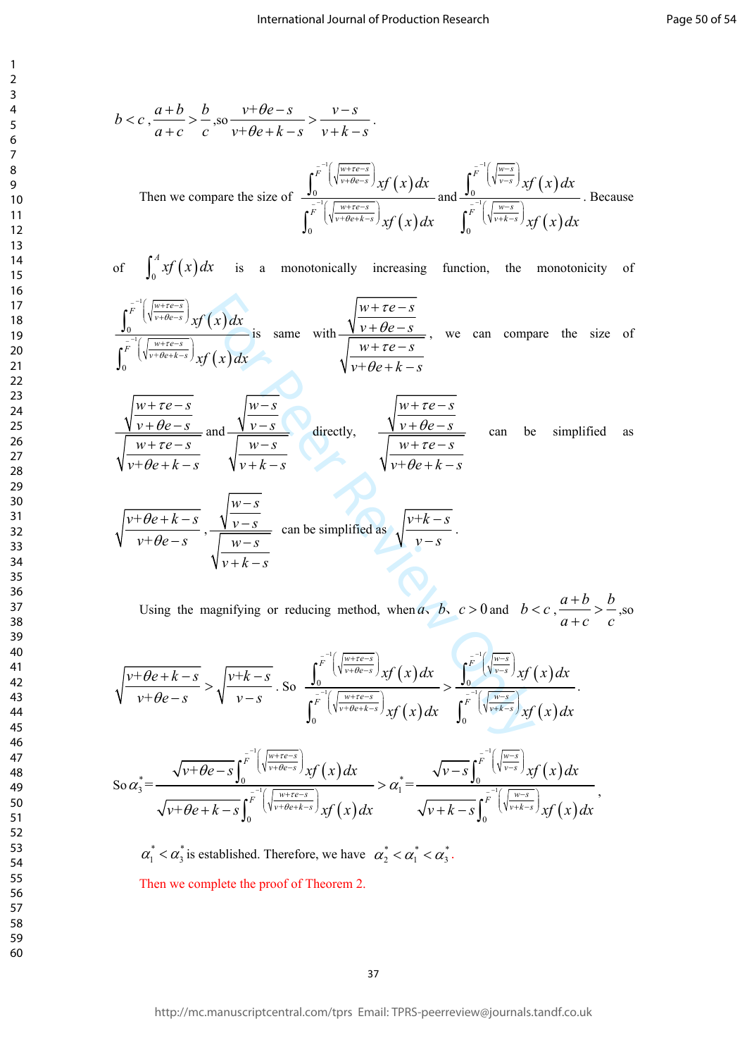$b < c$, $\dfrac{a+b}{a+c} > \dfrac{b}{c}$,so $\dfrac{v+\theta e-s}{v+\theta e+k-s} > \dfrac{v-s}{v+k-s}$.

Then we compare the size of $\dfrac{\int_0^{\bar{F}^{-1}\left(\sqrt{\frac{w+\tau e-s}{v+\theta e-s}}\right)} xf(x)dx}{\int_0^{\bar{F}^{-1}\left(\sqrt{\frac{w+\tau e-s}{v+\theta e+k-s}}\right)} xf(x)dx}$ and $\dfrac{\int_0^{\bar{F}^{-1}\left(\sqrt{\frac{w-s}{v-s}}\right)} xf(x)dx}{\int_0^{\bar{F}^{-1}\left(\sqrt{\frac{w-s}{v+k-s}}\right)} xf(x)dx}$. Because of $\int_0^A xf(x)dx$ is a monotonically increasing function, the monotonicity of $\dfrac{\int_0^{\bar{F}^{-1}\left(\sqrt{\frac{w+\tau e-s}{v+\theta e-s}}\right)} xf(x)dx}{\int_0^{\bar{F}^{-1}\left(\sqrt{\frac{w+\tau e-s}{v+\theta e+k-s}}\right)} xf(x)dx}$ is same with $\dfrac{\sqrt{\dfrac{w+\tau e-s}{v+\theta e-s}}}{\sqrt{\dfrac{w+\tau e-s}{v+\theta e+k-s}}}$, we can compare the size of $\dfrac{\sqrt{\dfrac{w+\tau e-s}{v+\theta e-s}}}{\sqrt{\dfrac{w+\tau e-s}{v+\theta e+k-s}}}$ and $\dfrac{\sqrt{\dfrac{w-s}{v-s}}}{\sqrt{\dfrac{w-s}{v+k-s}}}$ directly, $\dfrac{\sqrt{\dfrac{w+\tau e-s}{v+\theta e-s}}}{\sqrt{\dfrac{w+\tau e-s}{v+\theta e+k-s}}}$ can be simplified as $\sqrt{\dfrac{v+\theta e+k-s}{v+\theta e-s}}$, $\dfrac{\sqrt{\dfrac{w-s}{v-s}}}{\sqrt{\dfrac{w-s}{v+k-s}}}$ can be simplified as $\sqrt{\dfrac{v+k-s}{v-s}}$.

Using the magnifying or reducing method, when $a$、$b$、$c > 0$ and $b < c$, $\dfrac{a+b}{a+c} > \dfrac{b}{c}$,so $\sqrt{\dfrac{v+\theta e+k-s}{v+\theta e-s}} > \sqrt{\dfrac{v+k-s}{v-s}}$. So $\dfrac{\int_0^{\bar{F}^{-1}\left(\sqrt{\frac{w+\tau e-s}{v+\theta e-s}}\right)} xf(x)dx}{\int_0^{\bar{F}^{-1}\left(\sqrt{\frac{w+\tau e-s}{v+\theta e+k-s}}\right)} xf(x)dx} > \dfrac{\int_0^{\bar{F}^{-1}\left(\sqrt{\frac{w-s}{v-s}}\right)} xf(x)dx}{\int_0^{\bar{F}^{-1}\left(\sqrt{\frac{w-s}{v+k-s}}\right)} xf(x)dx}$.

So $\alpha_3^* = \dfrac{\sqrt{v+\theta e-s}\int_0^{\bar{F}^{-1}\left(\sqrt{\frac{w+\tau e-s}{v+\theta e-s}}\right)} xf(x)dx}{\sqrt{v+\theta e+k-s}\int_0^{\bar{F}^{-1}\left(\sqrt{\frac{w+\tau e-s}{v+\theta e+k-s}}\right)} xf(x)dx} > \alpha_1^* = \dfrac{\sqrt{v-s}\int_0^{\bar{F}^{-1}\left(\sqrt{\frac{w-s}{v-s}}\right)} xf(x)dx}{\sqrt{v+k-s}\int_0^{\bar{F}^{-1}\left(\sqrt{\frac{w-s}{v+k-s}}\right)} xf(x)dx}$,

$\alpha_1^* < \alpha_3^*$ is established. Therefore, we have $\alpha_2^* < \alpha_1^* < \alpha_3^*$.

Then we complete the proof of Theorem 2.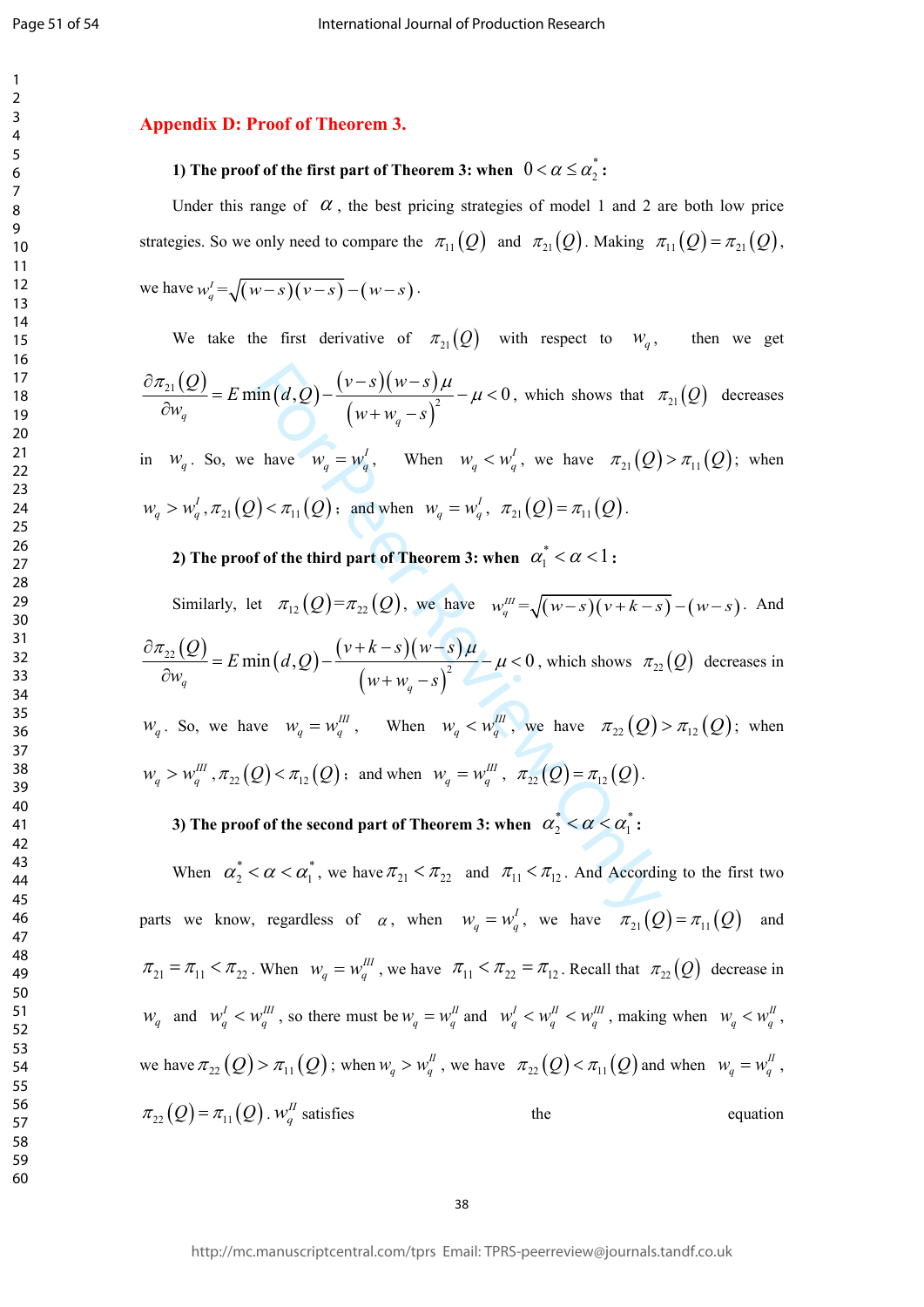## Appendix D: Proof of Theorem 3.

**1) The proof of the first part of Theorem 3: when $0 < \alpha \le \alpha_2^*$:**

Under this range of $\alpha$, the best pricing strategies of model 1 and 2 are both low price strategies. So we only need to compare the $\pi_{11}(Q)$ and $\pi_{21}(Q)$. Making $\pi_{11}(Q) = \pi_{21}(Q)$, we have $w_q^I = \sqrt{(w-s)(v-s)} - (w-s)$.

We take the first derivative of $\pi_{21}(Q)$ with respect to $w_q$, then we get $\dfrac{\partial \pi_{21}(Q)}{\partial w_q} = E\min(d,Q) - \dfrac{(v-s)(w-s)\mu}{(w+w_q-s)^2} - \mu < 0$, which shows that $\pi_{21}(Q)$ decreases in $w_q$. So, we have $w_q = w_q^I$, When $w_q < w_q^I$, we have $\pi_{21}(Q) > \pi_{11}(Q)$; when $w_q > w_q^I$, $\pi_{21}(Q) < \pi_{11}(Q)$; and when $w_q = w_q^I$, $\pi_{21}(Q) = \pi_{11}(Q)$.

**2) The proof of the third part of Theorem 3: when $\alpha_1^* < \alpha < 1$:**

Similarly, let $\pi_{12}(Q) = \pi_{22}(Q)$, we have $w_q^{III} = \sqrt{(w-s)(v+k-s)} - (w-s)$. And $\dfrac{\partial \pi_{22}(Q)}{\partial w_q} = E\min(d,Q) - \dfrac{(v+k-s)(w-s)\mu}{(w+w_q-s)^2} - \mu < 0$, which shows $\pi_{22}(Q)$ decreases in $w_q$. So, we have $w_q = w_q^{III}$, When $w_q < w_q^{III}$, we have $\pi_{22}(Q) > \pi_{12}(Q)$; when $w_q > w_q^{III}$, $\pi_{22}(Q) < \pi_{12}(Q)$; and when $w_q = w_q^{III}$, $\pi_{22}(Q) = \pi_{12}(Q)$.

**3) The proof of the second part of Theorem 3: when $\alpha_2^* < \alpha < \alpha_1^*$:**

When $\alpha_2^* < \alpha < \alpha_1^*$, we have $\pi_{21} < \pi_{22}$ and $\pi_{11} < \pi_{12}$. And According to the first two parts we know, regardless of $\alpha$, when $w_q = w_q^I$, we have $\pi_{21}(Q) = \pi_{11}(Q)$ and $\pi_{21} = \pi_{11} < \pi_{22}$. When $w_q = w_q^{III}$, we have $\pi_{11} < \pi_{22} = \pi_{12}$. Recall that $\pi_{22}(Q)$ decrease in $w_q$ and $w_q^I < w_q^{III}$, so there must be $w_q = w_q^{II}$ and $w_q^I < w_q^{II} < w_q^{III}$, making when $w_q < w_q^{II}$, we have $\pi_{22}(Q) > \pi_{11}(Q)$; when $w_q > w_q^{II}$, we have $\pi_{22}(Q) < \pi_{11}(Q)$ and when $w_q = w_q^{II}$, $\pi_{22}(Q) = \pi_{11}(Q)$. $w_q^{II}$ satisfies the equation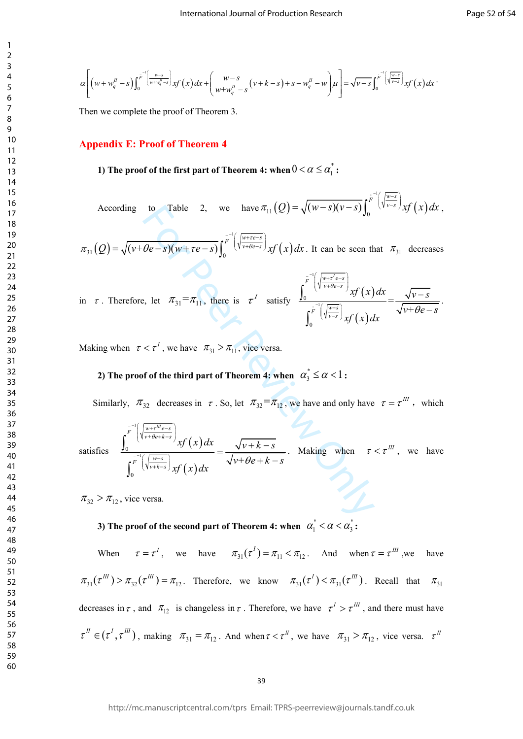$$\alpha\left[\left(w+w_q^{II}-s\right)\int_0^{\bar{F}^{-1}\left(\frac{w-s}{w+w_q^{II}-s}\right)} xf(x)\,dx+\left(\frac{w-s}{w+w_q^{II}-s}(v+k-s)+s-w_q^{II}-w\right)\mu\right]=\sqrt{v-s}\int_0^{\bar{F}^{-1}\left(\sqrt{\frac{w-s}{v-s}}\right)} xf(x)\,dx\cdot$$

Then we complete the proof of Theorem 3.

## Appendix E: Proof of Theorem 4

**1) The proof of the first part of Theorem 4: when $0<\alpha\le\alpha_1^*$:**

According to Table 2, we have $\pi_{11}(Q)=\sqrt{(w-s)(v-s)}\int_0^{\bar{F}^{-1}\left(\sqrt{\frac{w-s}{v-s}}\right)} xf(x)\,dx$, $\pi_{31}(Q)=\sqrt{(v+\theta e-s)(w+\tau e-s)}\int_0^{\bar{F}^{-1}\left(\sqrt{\frac{w+\tau e-s}{v+\theta e-s}}\right)} xf(x)\,dx$. It can be seen that $\pi_{31}$ decreases in $\tau$. Therefore, let $\pi_{31}=\pi_{11}$, there is $\tau^I$ satisfy $\dfrac{\int_0^{\bar{F}^{-1}\left(\sqrt{\frac{w+\tau^I e-s}{v+\theta e-s}}\right)} xf(x)\,dx}{\int_0^{\bar{F}^{-1}\left(\sqrt{\frac{w-s}{v-s}}\right)} xf(x)\,dx}=\dfrac{\sqrt{v-s}}{\sqrt{v+\theta e-s}}$.

Making when $\tau<\tau^I$, we have $\pi_{31}>\pi_{11}$, vice versa.

**2) The proof of the third part of Theorem 4: when $\alpha_3^*\le\alpha<1$:**

Similarly, $\pi_{32}$ decreases in $\tau$. So, let $\pi_{32}=\pi_{12}$, we have and only have $\tau=\tau^{III}$, which satisfies $\dfrac{\int_0^{\bar{F}^{-1}\left(\sqrt{\frac{w+\tau^{III}e-s}{v+\theta e+k-s}}\right)} xf(x)\,dx}{\int_0^{\bar{F}^{-1}\left(\sqrt{\frac{w-s}{v+k-s}}\right)} xf(x)\,dx}=\dfrac{\sqrt{v+k-s}}{\sqrt{v+\theta e+k-s}}$. Making when $\tau<\tau^{III}$, we have $\pi_{32}>\pi_{12}$, vice versa.

**3) The proof of the second part of Theorem 4: when $\alpha_1^*<\alpha<\alpha_3^*$:**

When $\tau=\tau^I$, we have $\pi_{31}(\tau^I)=\pi_{11}<\pi_{12}$. And when $\tau=\tau^{III}$, we have $\pi_{31}(\tau^{III})>\pi_{32}(\tau^{III})=\pi_{12}$. Therefore, we know $\pi_{31}(\tau^I)<\pi_{31}(\tau^{III})$. Recall that $\pi_{31}$ decreases in $\tau$, and $\pi_{12}$ is changeless in $\tau$. Therefore, we have $\tau^I>\tau^{III}$, and there must have $\tau^{II}\in(\tau^I,\tau^{III})$, making $\pi_{31}=\pi_{12}$. And when $\tau<\tau^{II}$, we have $\pi_{31}>\pi_{12}$, vice versa. $\tau^{II}$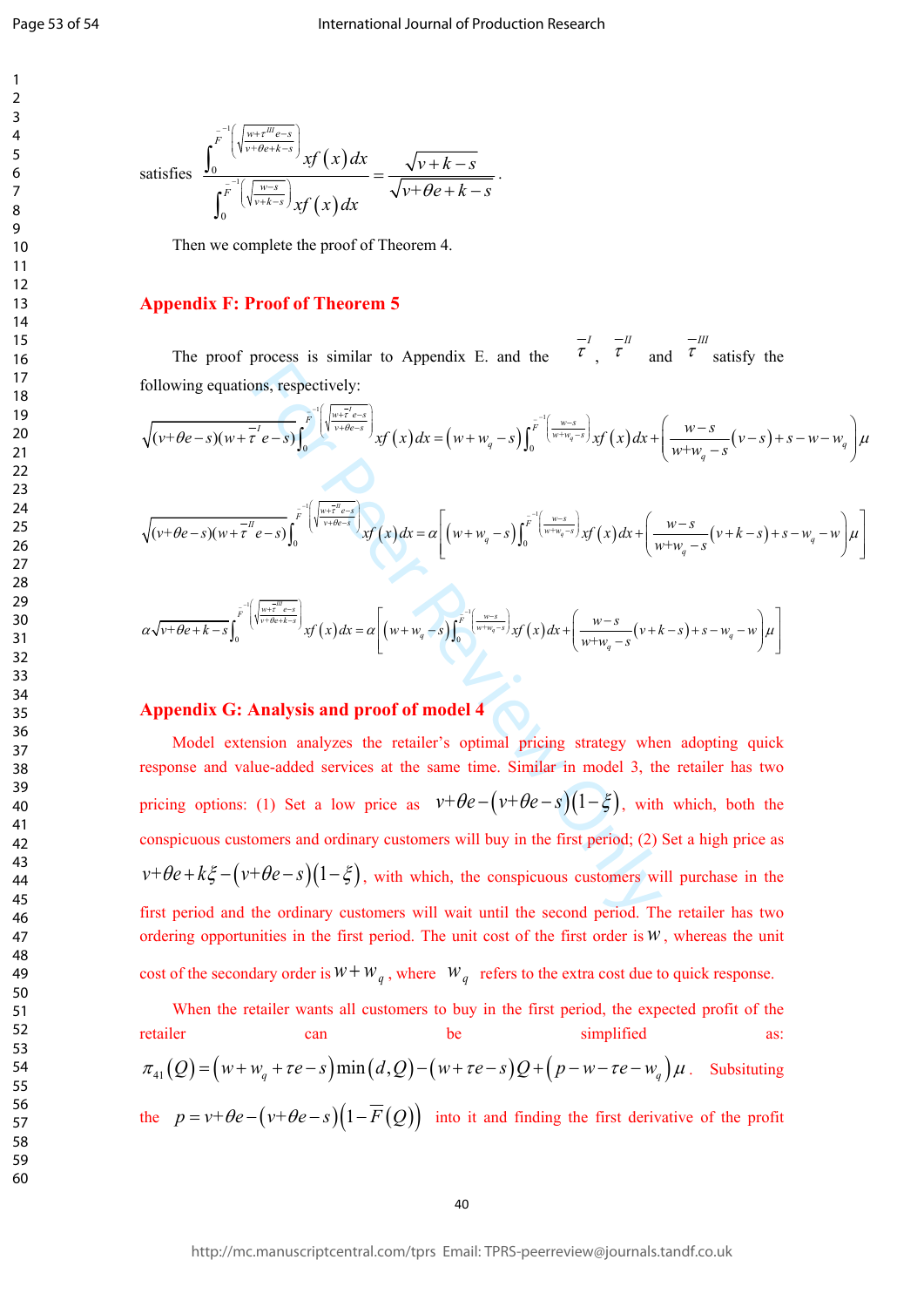satisfies $\frac{\int_0^{\bar{F}^{-1}\left(\sqrt{\frac{w+\bar{\tau}^{III}e-s}{v+\theta e+k-s}}\right)} xf(x)\,dx}{\int_0^{\bar{F}^{-1}\left(\sqrt{\frac{w-s}{v+k-s}}\right)} xf(x)\,dx} = \frac{\sqrt{v+k-s}}{\sqrt{v+\theta e+k-s}}$.

Then we complete the proof of Theorem 4.

## Appendix F: Proof of Theorem 5

The proof process is similar to Appendix E. and the $\bar{\tau}^{I}$, $\bar{\tau}^{II}$ and $\bar{\tau}^{III}$ satisfy the following equations, respectively:

$$\sqrt{(v+\theta e-s)(w+\bar{\tau}^{I}e-s)}\int_0^{\bar{F}^{-1}\left(\sqrt{\frac{w+\bar{\tau}^{I}e-s}{v+\theta e-s}}\right)} xf(x)\,dx = (w+w_q-s)\int_0^{\bar{F}^{-1}\left(\frac{w-s}{w+w_q-s}\right)} xf(x)\,dx + \left(\frac{w-s}{w+w_q-s}(v-s)+s-w-w_q\right)\mu$$

$$\sqrt{(v+\theta e-s)(w+\bar{\tau}^{II}e-s)}\int_0^{\bar{F}^{-1}\left(\sqrt{\frac{w+\bar{\tau}^{II}e-s}{v+\theta e-s}}\right)} xf(x)\,dx = \alpha\left[(w+w_q-s)\int_0^{\bar{F}^{-1}\left(\frac{w-s}{w+w_q-s}\right)} xf(x)\,dx + \left(\frac{w-s}{w+w_q-s}(v+k-s)+s-w_q-w\right)\mu\right]$$

$$\alpha\sqrt{v+\theta e+k-s}\int_0^{\bar{F}^{-1}\left(\sqrt{\frac{w+\bar{\tau}^{III}e-s}{v+\theta e+k-s}}\right)} xf(x)\,dx = \alpha\left[(w+w_q-s)\int_0^{\bar{F}^{-1}\left(\frac{w-s}{w+w_q-s}\right)} xf(x)\,dx + \left(\frac{w-s}{w+w_q-s}(v+k-s)+s-w_q-w\right)\mu\right]$$

## Appendix G: Analysis and proof of model 4

Model extension analyzes the retailer's optimal pricing strategy when adopting quick response and value-added services at the same time. Similar in model 3, the retailer has two pricing options: (1) Set a low price as $v+\theta e-(v+\theta e-s)(1-\xi)$, with which, both the conspicuous customers and ordinary customers will buy in the first period; (2) Set a high price as $v+\theta e+k\xi-(v+\theta e-s)(1-\xi)$, with which, the conspicuous customers will purchase in the first period and the ordinary customers will wait until the second period. The retailer has two ordering opportunities in the first period. The unit cost of the first order is $w$, whereas the unit cost of the secondary order is $w+w_q$, where $w_q$ refers to the extra cost due to quick response.

When the retailer wants all customers to buy in the first period, the expected profit of the retailer can be simplified as: $\pi_{41}(Q)=(w+w_q+\tau e-s)\min(d,Q)-(w+\tau e-s)Q+(p-w-\tau e-w_q)\mu$. Subsituting the $p=v+\theta e-(v+\theta e-s)(1-\bar{F}(Q))$ into it and finding the first derivative of the profit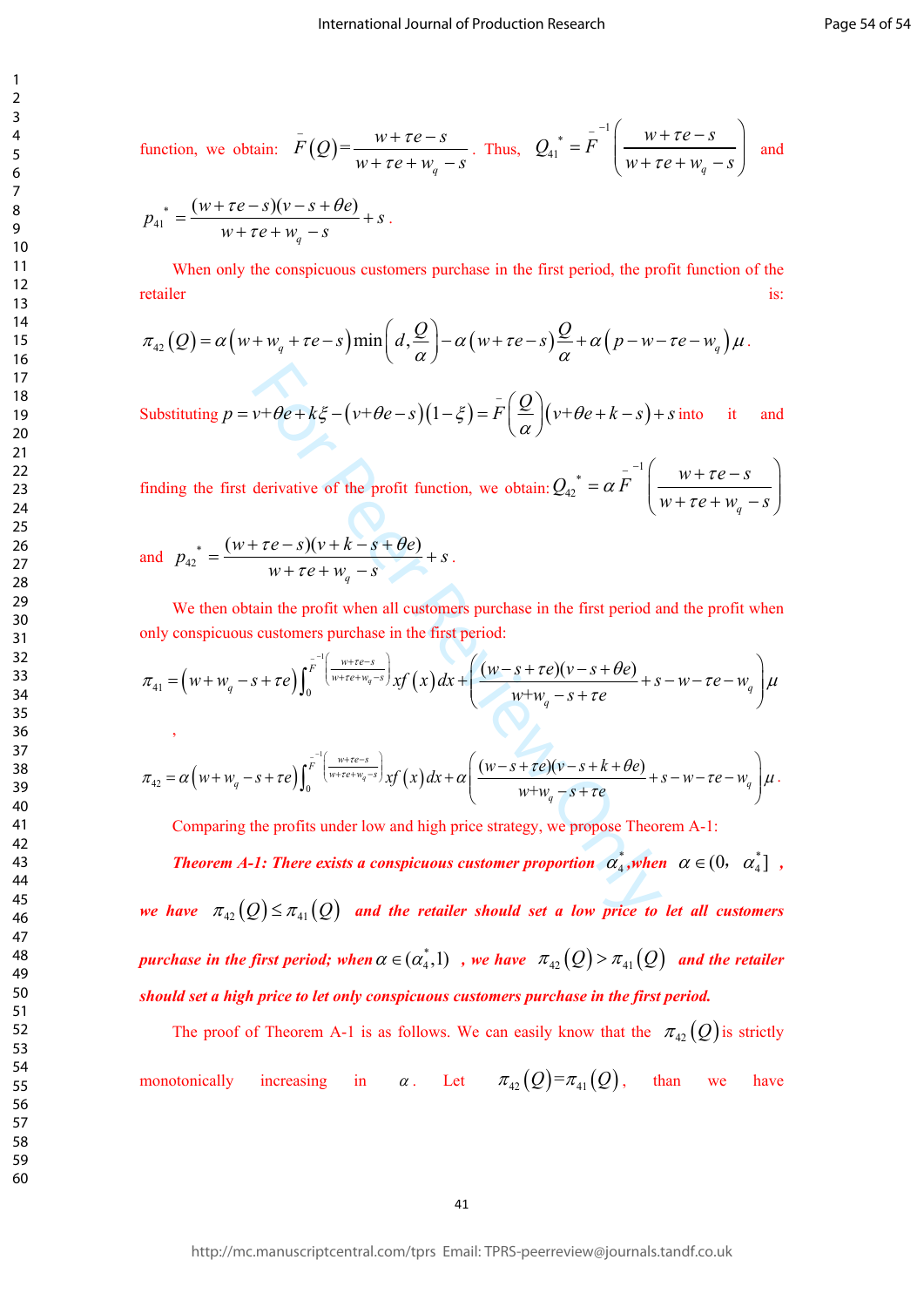function, we obtain: $\bar{F}(Q)=\dfrac{w+\tau e-s}{w+\tau e+w_q-s}$. Thus, $Q_{41}^*=\bar{F}^{-1}\left(\dfrac{w+\tau e-s}{w+\tau e+w_q-s}\right)$ and

$$p_{41}^*=\frac{(w+\tau e-s)(v-s+\theta e)}{w+\tau e+w_q-s}+s.$$

When only the conspicuous customers purchase in the first period, the profit function of the retailer is:

$$\pi_{42}(Q)=\alpha\left(w+w_q+\tau e-s\right)\min\left(d,\frac{Q}{\alpha}\right)-\alpha\left(w+\tau e-s\right)\frac{Q}{\alpha}+\alpha\left(p-w-\tau e-w_q\right)\mu.$$

Substituting $p=v+\theta e+k\xi-(v+\theta e-s)(1-\xi)=\bar{F}\left(\dfrac{Q}{\alpha}\right)(v+\theta e+k-s)+s$ into it and finding the first derivative of the profit function, we obtain: $Q_{42}^*=\alpha\bar{F}^{-1}\left(\dfrac{w+\tau e-s}{w+\tau e+w_q-s}\right)$ and $p_{42}^*=\dfrac{(w+\tau e-s)(v+k-s+\theta e)}{w+\tau e+w_q-s}+s$.

We then obtain the profit when all customers purchase in the first period and the profit when only conspicuous customers purchase in the first period:

$$\pi_{41}=\left(w+w_q-s+\tau e\right)\int_0^{\bar{F}^{-1}\left(\frac{w+\tau e-s}{w+\tau e+w_q-s}\right)}xf(x)\,dx+\left(\frac{(w-s+\tau e)(v-s+\theta e)}{w+w_q-s+\tau e}+s-w-\tau e-w_q\right)\mu$$

,

$$\pi_{42}=\alpha\left(w+w_q-s+\tau e\right)\int_0^{\bar{F}^{-1}\left(\frac{w+\tau e-s}{w+\tau e+w_q-s}\right)}xf(x)\,dx+\alpha\left(\frac{(w-s+\tau e)(v-s+k+\theta e)}{w+w_q-s+\tau e}+s-w-\tau e-w_q\right)\mu.$$

Comparing the profits under low and high price strategy, we propose Theorem A-1:

***Theorem A-1: There exists a conspicuous customer proportion $\alpha_4^*$, when $\alpha\in(0,\ \alpha_4^*]$, we have $\pi_{42}(Q)\le\pi_{41}(Q)$ and the retailer should set a low price to let all customers purchase in the first period; when $\alpha\in(\alpha_4^*,1)$, we have $\pi_{42}(Q)>\pi_{41}(Q)$ and the retailer should set a high price to let only conspicuous customers purchase in the first period.***

The proof of Theorem A-1 is as follows. We can easily know that the $\pi_{42}(Q)$ is strictly monotonically increasing in $\alpha$. Let $\pi_{42}(Q)=\pi_{41}(Q)$, than we have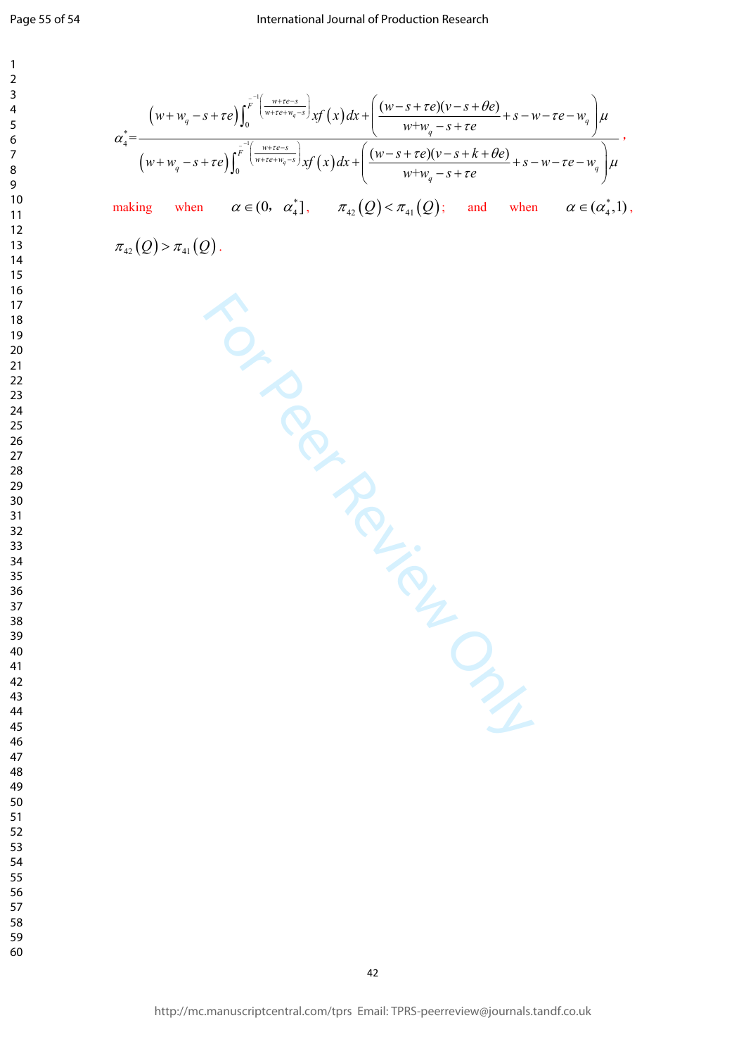$$\alpha_4^* = \frac{\left(w+w_q-s+\tau e\right)\int_0^{\bar{F}^{-1}\left(\frac{w+\tau e-s}{w+\tau e+w_q-s}\right)} xf\left(x\right)dx + \left(\frac{(w-s+\tau e)(v-s+\theta e)}{w+w_q-s+\tau e} + s - w - \tau e - w_q\right)\mu}{\left(w+w_q-s+\tau e\right)\int_0^{\bar{F}^{-1}\left(\frac{w+\tau e-s}{w+\tau e+w_q-s}\right)} xf\left(x\right)dx + \left(\frac{(w-s+\tau e)(v-s+k+\theta e)}{w+w_q-s+\tau e} + s - w - \tau e - w_q\right)\mu},$$

making when $\alpha \in (0, \alpha_4^*]$, $\pi_{42}(Q) < \pi_{41}(Q)$; and when $\alpha \in (\alpha_4^*, 1)$, $\pi_{42}(Q) > \pi_{41}(Q)$.